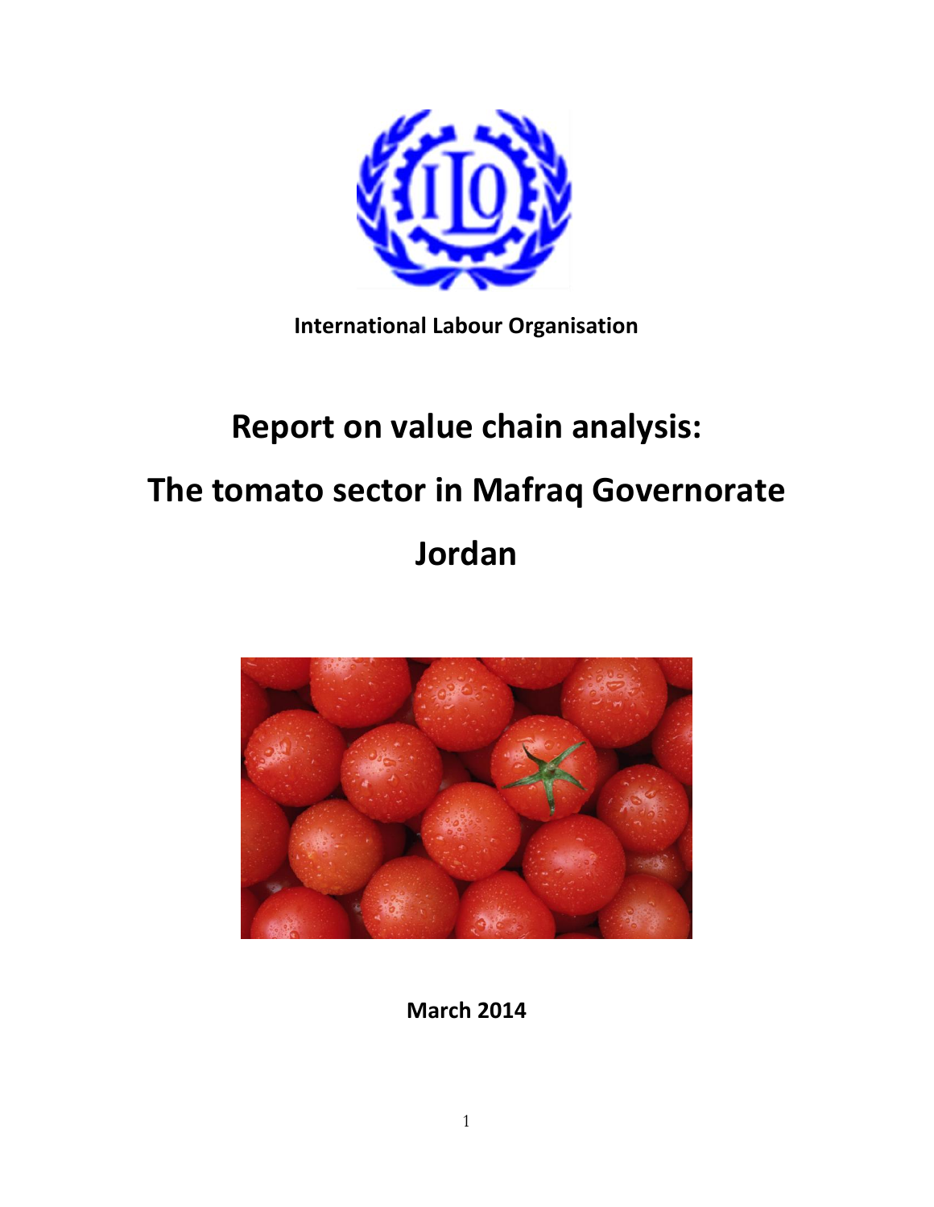International Labour Organisation

# Report on value chain analysis:

# The tomato sector in Mafraq Governorate

# Jordan

**March 2014**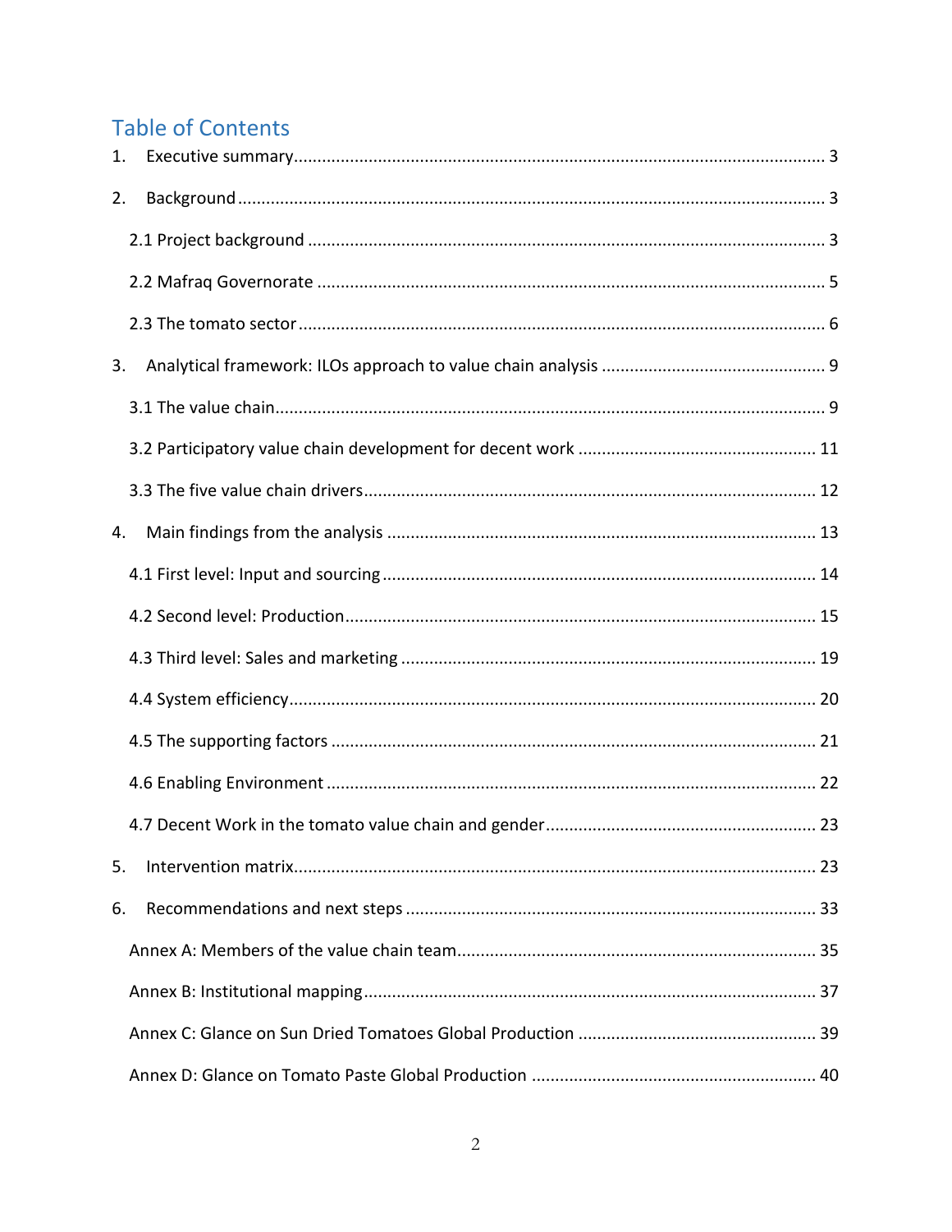# Table of Contents

1. Executive summary ..... 3
2. Background ..... 3
   - 2.1 Project background ..... 3
   - 2.2 Mafraq Governorate ..... 5
   - 2.3 The tomato sector ..... 6
3. Analytical framework: ILOs approach to value chain analysis ..... 9
   - 3.1 The value chain ..... 9
   - 3.2 Participatory value chain development for decent work ..... 11
   - 3.3 The five value chain drivers ..... 12
4. Main findings from the analysis ..... 13
   - 4.1 First level: Input and sourcing ..... 14
   - 4.2 Second level: Production ..... 15
   - 4.3 Third level: Sales and marketing ..... 19
   - 4.4 System efficiency ..... 20
   - 4.5 The supporting factors ..... 21
   - 4.6 Enabling Environment ..... 22
   - 4.7 Decent Work in the tomato value chain and gender ..... 23
5. Intervention matrix ..... 23
6. Recommendations and next steps ..... 33
   - Annex A: Members of the value chain team ..... 35
   - Annex B: Institutional mapping ..... 37
   - Annex C: Glance on Sun Dried Tomatoes Global Production ..... 39
   - Annex D: Glance on Tomato Paste Global Production ..... 40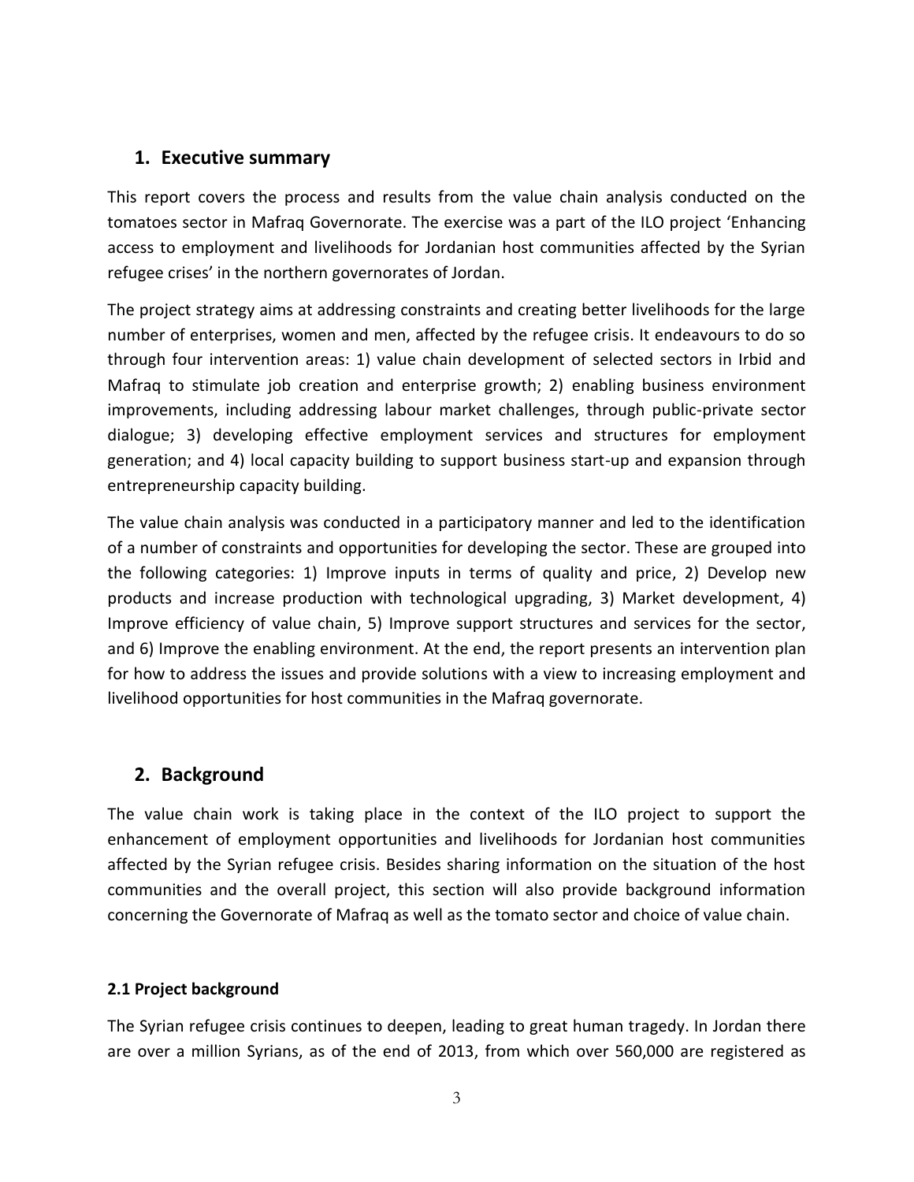## 1. Executive summary

This report covers the process and results from the value chain analysis conducted on the tomatoes sector in Mafraq Governorate. The exercise was a part of the ILO project 'Enhancing access to employment and livelihoods for Jordanian host communities affected by the Syrian refugee crises' in the northern governorates of Jordan.

The project strategy aims at addressing constraints and creating better livelihoods for the large number of enterprises, women and men, affected by the refugee crisis. It endeavours to do so through four intervention areas: 1) value chain development of selected sectors in Irbid and Mafraq to stimulate job creation and enterprise growth; 2) enabling business environment improvements, including addressing labour market challenges, through public-private sector dialogue; 3) developing effective employment services and structures for employment generation; and 4) local capacity building to support business start-up and expansion through entrepreneurship capacity building.

The value chain analysis was conducted in a participatory manner and led to the identification of a number of constraints and opportunities for developing the sector. These are grouped into the following categories: 1) Improve inputs in terms of quality and price, 2) Develop new products and increase production with technological upgrading, 3) Market development, 4) Improve efficiency of value chain, 5) Improve support structures and services for the sector, and 6) Improve the enabling environment. At the end, the report presents an intervention plan for how to address the issues and provide solutions with a view to increasing employment and livelihood opportunities for host communities in the Mafraq governorate.

## 2. Background

The value chain work is taking place in the context of the ILO project to support the enhancement of employment opportunities and livelihoods for Jordanian host communities affected by the Syrian refugee crisis. Besides sharing information on the situation of the host communities and the overall project, this section will also provide background information concerning the Governorate of Mafraq as well as the tomato sector and choice of value chain.

### 2.1 Project background

The Syrian refugee crisis continues to deepen, leading to great human tragedy. In Jordan there are over a million Syrians, as of the end of 2013, from which over 560,000 are registered as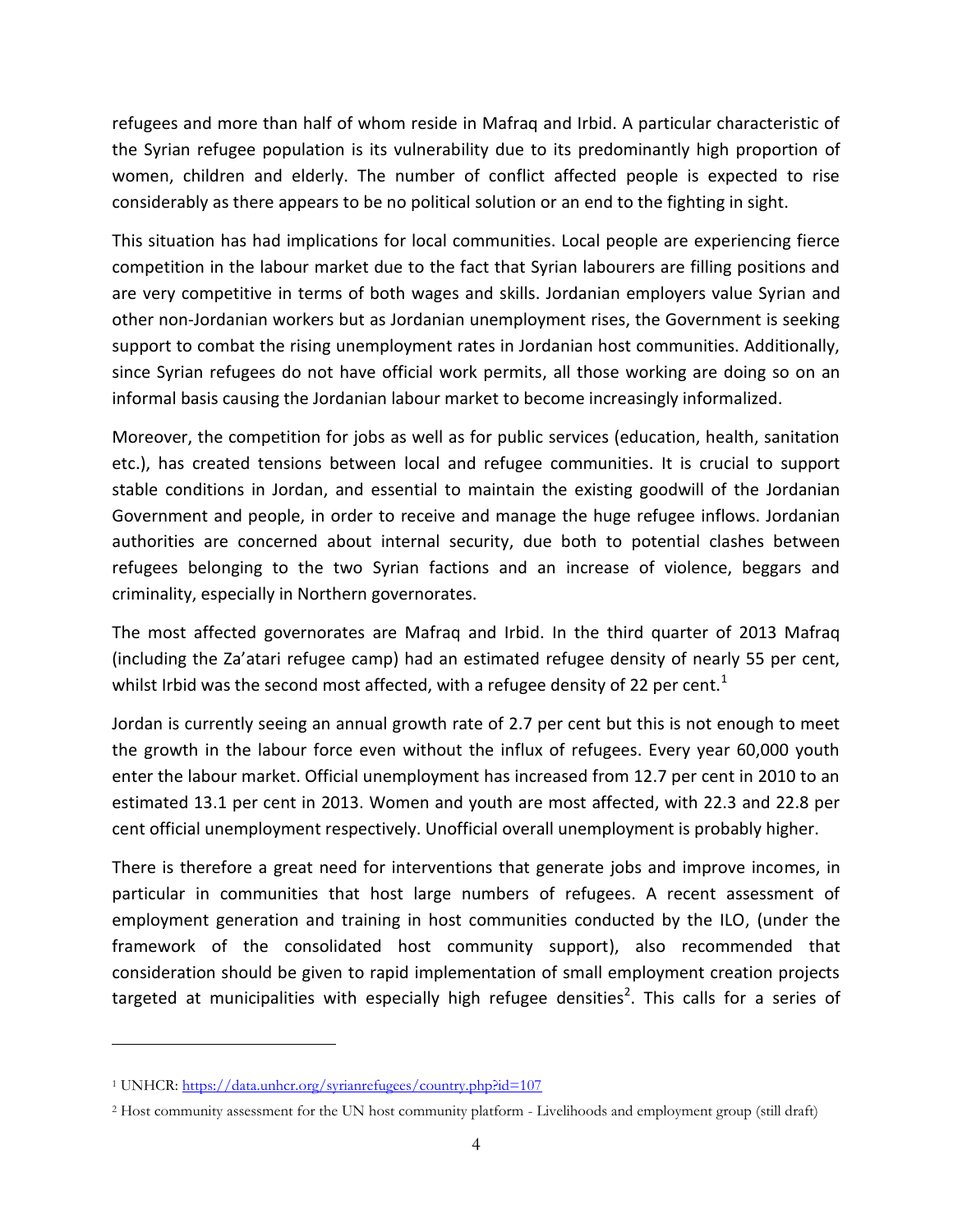refugees and more than half of whom reside in Mafraq and Irbid. A particular characteristic of the Syrian refugee population is its vulnerability due to its predominantly high proportion of women, children and elderly. The number of conflict affected people is expected to rise considerably as there appears to be no political solution or an end to the fighting in sight.

This situation has had implications for local communities. Local people are experiencing fierce competition in the labour market due to the fact that Syrian labourers are filling positions and are very competitive in terms of both wages and skills. Jordanian employers value Syrian and other non-Jordanian workers but as Jordanian unemployment rises, the Government is seeking support to combat the rising unemployment rates in Jordanian host communities. Additionally, since Syrian refugees do not have official work permits, all those working are doing so on an informal basis causing the Jordanian labour market to become increasingly informalized.

Moreover, the competition for jobs as well as for public services (education, health, sanitation etc.), has created tensions between local and refugee communities. It is crucial to support stable conditions in Jordan, and essential to maintain the existing goodwill of the Jordanian Government and people, in order to receive and manage the huge refugee inflows. Jordanian authorities are concerned about internal security, due both to potential clashes between refugees belonging to the two Syrian factions and an increase of violence, beggars and criminality, especially in Northern governorates.

The most affected governorates are Mafraq and Irbid. In the third quarter of 2013 Mafraq (including the Za'atari refugee camp) had an estimated refugee density of nearly 55 per cent, whilst Irbid was the second most affected, with a refugee density of 22 per cent.[1]

Jordan is currently seeing an annual growth rate of 2.7 per cent but this is not enough to meet the growth in the labour force even without the influx of refugees. Every year 60,000 youth enter the labour market. Official unemployment has increased from 12.7 per cent in 2010 to an estimated 13.1 per cent in 2013. Women and youth are most affected, with 22.3 and 22.8 per cent official unemployment respectively. Unofficial overall unemployment is probably higher.

There is therefore a great need for interventions that generate jobs and improve incomes, in particular in communities that host large numbers of refugees. A recent assessment of employment generation and training in host communities conducted by the ILO, (under the framework of the consolidated host community support), also recommended that consideration should be given to rapid implementation of small employment creation projects targeted at municipalities with especially high refugee densities[2]. This calls for a series of

---

[1] UNHCR: https://data.unhcr.org/syrianrefugees/country.php?id=107

[2] Host community assessment for the UN host community platform - Livelihoods and employment group (still draft)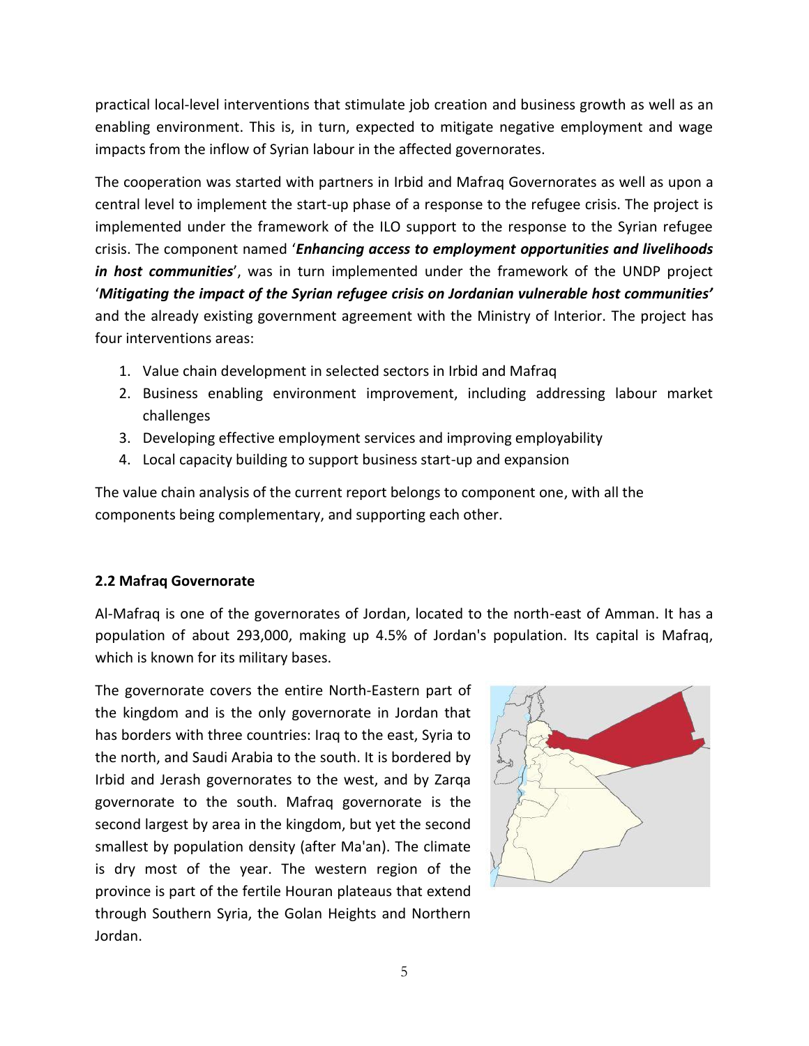practical local-level interventions that stimulate job creation and business growth as well as an enabling environment. This is, in turn, expected to mitigate negative employment and wage impacts from the inflow of Syrian labour in the affected governorates.

The cooperation was started with partners in Irbid and Mafraq Governorates as well as upon a central level to implement the start-up phase of a response to the refugee crisis. The project is implemented under the framework of the ILO support to the response to the Syrian refugee crisis. The component named '***Enhancing access to employment opportunities and livelihoods in host communities***', was in turn implemented under the framework of the UNDP project '***Mitigating the impact of the Syrian refugee crisis on Jordanian vulnerable host communities'*** and the already existing government agreement with the Ministry of Interior. The project has four interventions areas:

1. Value chain development in selected sectors in Irbid and Mafraq
2. Business enabling environment improvement, including addressing labour market challenges
3. Developing effective employment services and improving employability
4. Local capacity building to support business start-up and expansion

The value chain analysis of the current report belongs to component one, with all the components being complementary, and supporting each other.

### 2.2 Mafraq Governorate

Al-Mafraq is one of the governorates of Jordan, located to the north-east of Amman. It has a population of about 293,000, making up 4.5% of Jordan's population. Its capital is Mafraq, which is known for its military bases.

The governorate covers the entire North-Eastern part of the kingdom and is the only governorate in Jordan that has borders with three countries: Iraq to the east, Syria to the north, and Saudi Arabia to the south. It is bordered by Irbid and Jerash governorates to the west, and by Zarqa governorate to the south. Mafraq governorate is the second largest by area in the kingdom, but yet the second smallest by population density (after Ma'an). The climate is dry most of the year. The western region of the province is part of the fertile Houran plateaus that extend through Southern Syria, the Golan Heights and Northern Jordan.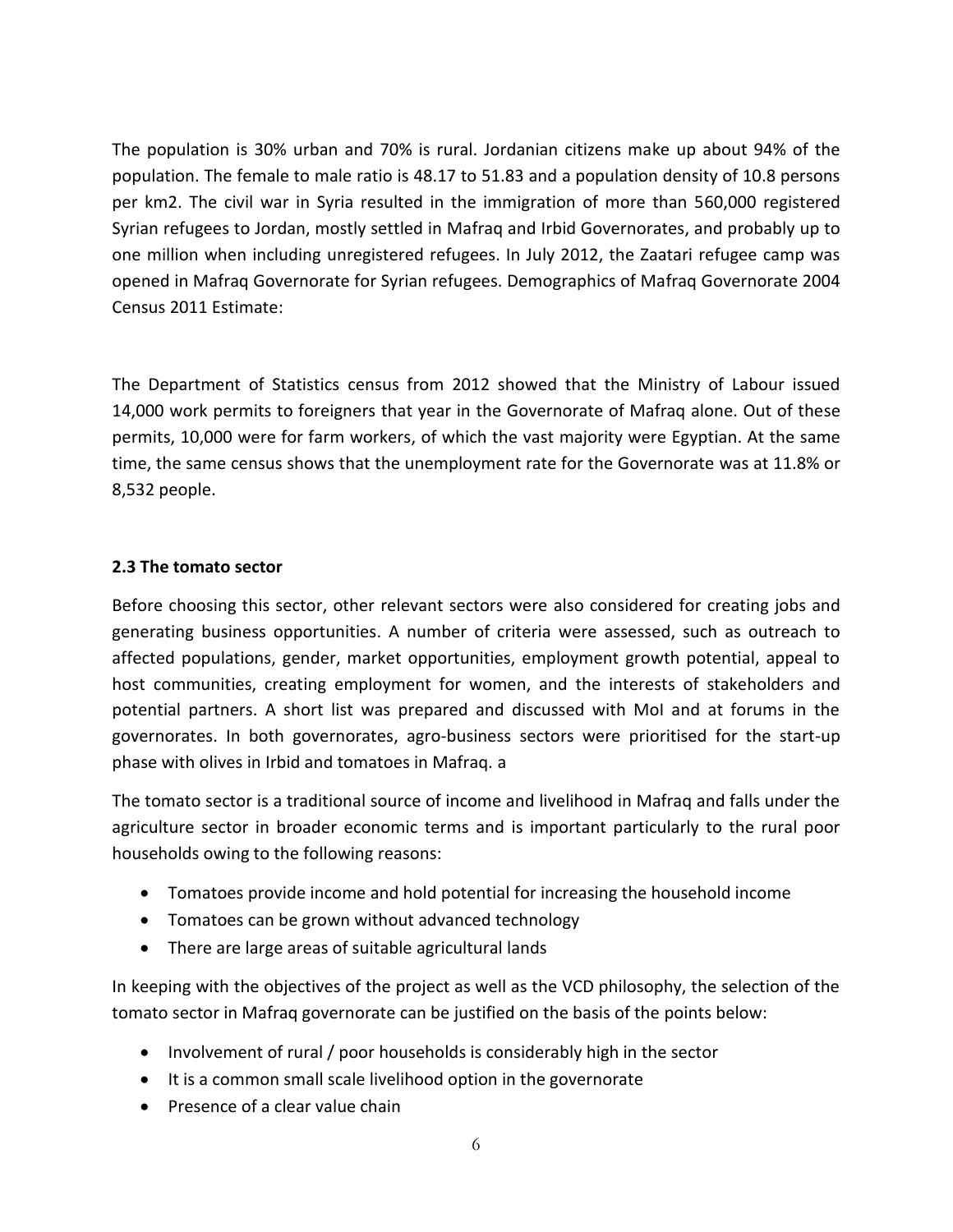The population is 30% urban and 70% is rural. Jordanian citizens make up about 94% of the population. The female to male ratio is 48.17 to 51.83 and a population density of 10.8 persons per km2. The civil war in Syria resulted in the immigration of more than 560,000 registered Syrian refugees to Jordan, mostly settled in Mafraq and Irbid Governorates, and probably up to one million when including unregistered refugees. In July 2012, the Zaatari refugee camp was opened in Mafraq Governorate for Syrian refugees. Demographics of Mafraq Governorate 2004 Census 2011 Estimate:

The Department of Statistics census from 2012 showed that the Ministry of Labour issued 14,000 work permits to foreigners that year in the Governorate of Mafraq alone. Out of these permits, 10,000 were for farm workers, of which the vast majority were Egyptian. At the same time, the same census shows that the unemployment rate for the Governorate was at 11.8% or 8,532 people.

### 2.3 The tomato sector

Before choosing this sector, other relevant sectors were also considered for creating jobs and generating business opportunities. A number of criteria were assessed, such as outreach to affected populations, gender, market opportunities, employment growth potential, appeal to host communities, creating employment for women, and the interests of stakeholders and potential partners. A short list was prepared and discussed with MoI and at forums in the governorates. In both governorates, agro-business sectors were prioritised for the start-up phase with olives in Irbid and tomatoes in Mafraq. a

The tomato sector is a traditional source of income and livelihood in Mafraq and falls under the agriculture sector in broader economic terms and is important particularly to the rural poor households owing to the following reasons:

- Tomatoes provide income and hold potential for increasing the household income
- Tomatoes can be grown without advanced technology
- There are large areas of suitable agricultural lands

In keeping with the objectives of the project as well as the VCD philosophy, the selection of the tomato sector in Mafraq governorate can be justified on the basis of the points below:

- Involvement of rural / poor households is considerably high in the sector
- It is a common small scale livelihood option in the governorate
- Presence of a clear value chain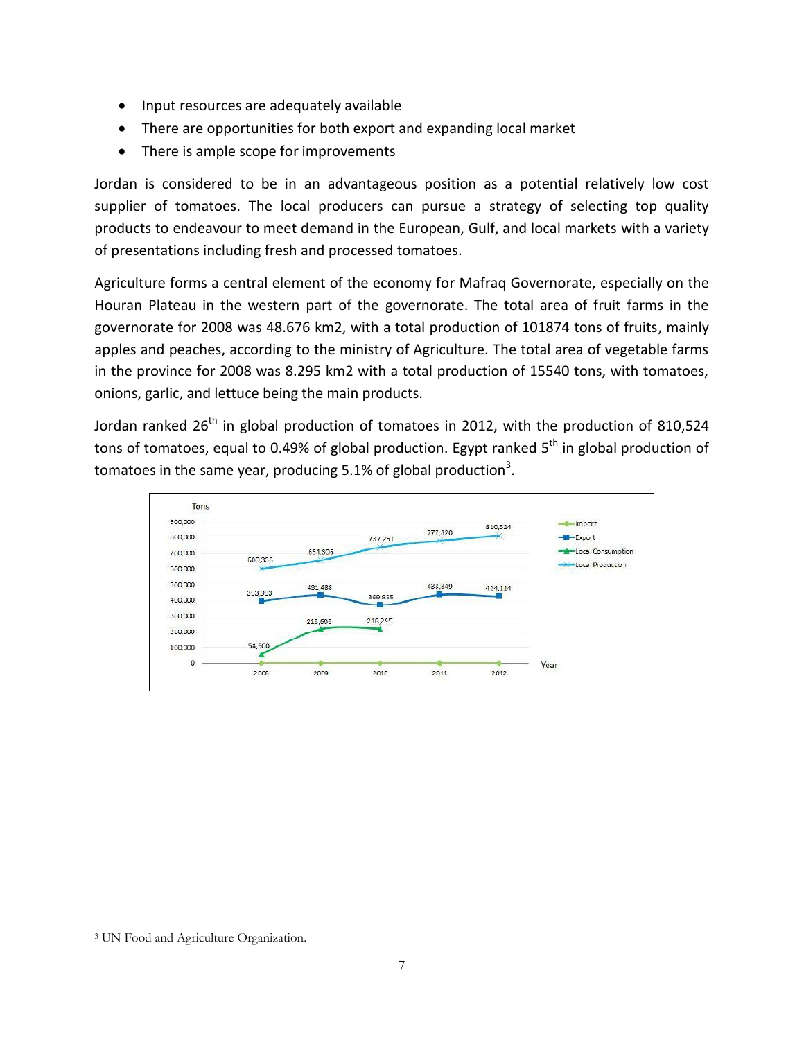- Input resources are adequately available
- There are opportunities for both export and expanding local market
- There is ample scope for improvements

Jordan is considered to be in an advantageous position as a potential relatively low cost supplier of tomatoes. The local producers can pursue a strategy of selecting top quality products to endeavour to meet demand in the European, Gulf, and local markets with a variety of presentations including fresh and processed tomatoes.

Agriculture forms a central element of the economy for Mafraq Governorate, especially on the Houran Plateau in the western part of the governorate. The total area of fruit farms in the governorate for 2008 was 48.676 km2, with a total production of 101874 tons of fruits, mainly apples and peaches, according to the ministry of Agriculture. The total area of vegetable farms in the province for 2008 was 8.295 km2 with a total production of 15540 tons, with tomatoes, onions, garlic, and lettuce being the main products.

Jordan ranked 26th in global production of tomatoes in 2012, with the production of 810,524 tons of tomatoes, equal to 0.49% of global production. Egypt ranked 5th in global production of tomatoes in the same year, producing 5.1% of global production[3].

| Year | Import | Export | Local Consumption | Local Production |
|---|---|---|---|---|
| 2008 | 0 | 393,983 | 58,500 | 600,336 |
| 2009 | 0 | 431,486 | 215,609 | 654,306 |
| 2010 | 0 | 369,855 | 218,295 | 737,251 |
| 2011 | 0 | 433,849 | | 777,820 |
| 2012 | 0 | 424,114 | | 810,524 |

[3] UN Food and Agriculture Organization.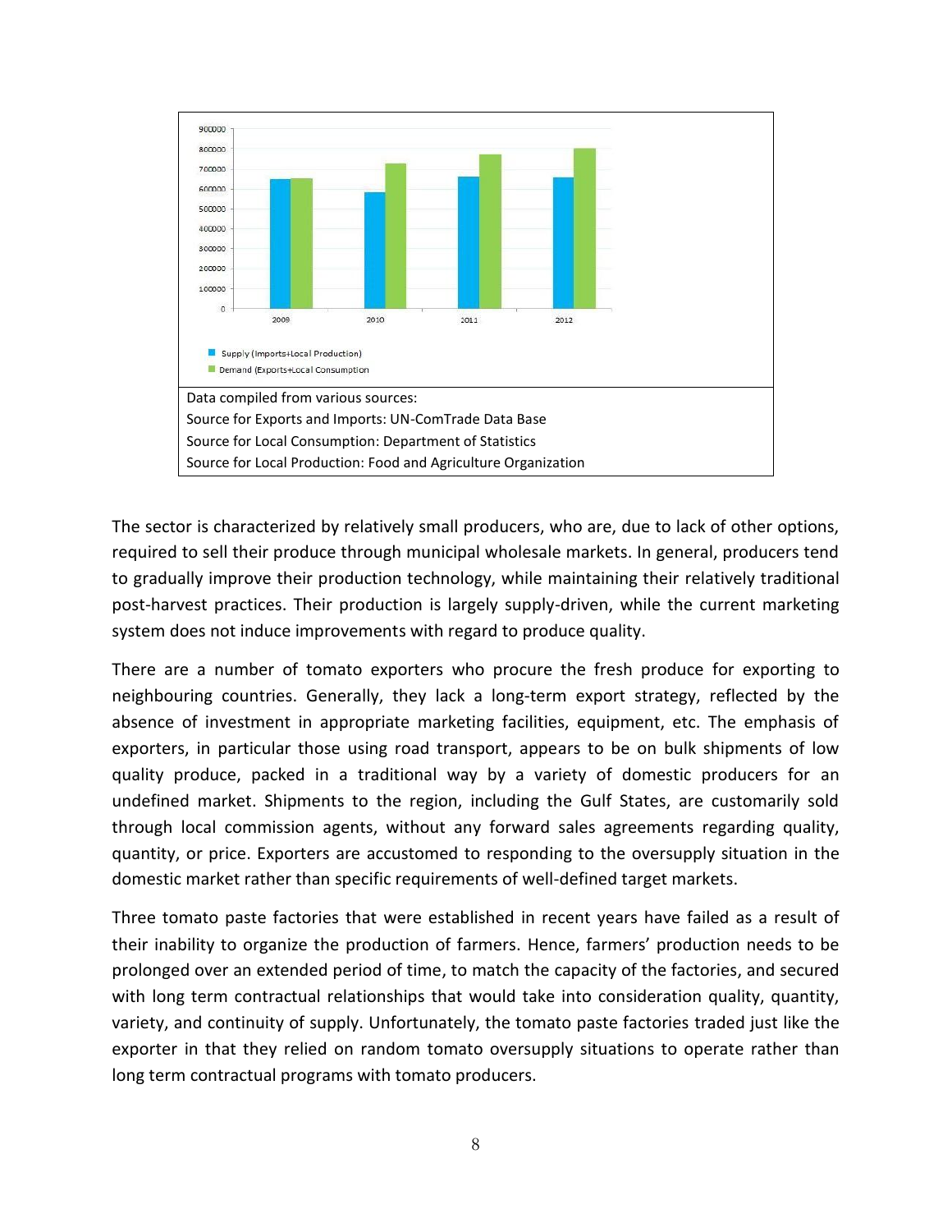Data compiled from various sources:
Source for Exports and Imports: UN-ComTrade Data Base
Source for Local Consumption: Department of Statistics
Source for Local Production: Food and Agriculture Organization

The sector is characterized by relatively small producers, who are, due to lack of other options, required to sell their produce through municipal wholesale markets. In general, producers tend to gradually improve their production technology, while maintaining their relatively traditional post-harvest practices. Their production is largely supply-driven, while the current marketing system does not induce improvements with regard to produce quality.

There are a number of tomato exporters who procure the fresh produce for exporting to neighbouring countries. Generally, they lack a long-term export strategy, reflected by the absence of investment in appropriate marketing facilities, equipment, etc. The emphasis of exporters, in particular those using road transport, appears to be on bulk shipments of low quality produce, packed in a traditional way by a variety of domestic producers for an undefined market. Shipments to the region, including the Gulf States, are customarily sold through local commission agents, without any forward sales agreements regarding quality, quantity, or price. Exporters are accustomed to responding to the oversupply situation in the domestic market rather than specific requirements of well-defined target markets.

Three tomato paste factories that were established in recent years have failed as a result of their inability to organize the production of farmers. Hence, farmers' production needs to be prolonged over an extended period of time, to match the capacity of the factories, and secured with long term contractual relationships that would take into consideration quality, quantity, variety, and continuity of supply. Unfortunately, the tomato paste factories traded just like the exporter in that they relied on random tomato oversupply situations to operate rather than long term contractual programs with tomato producers.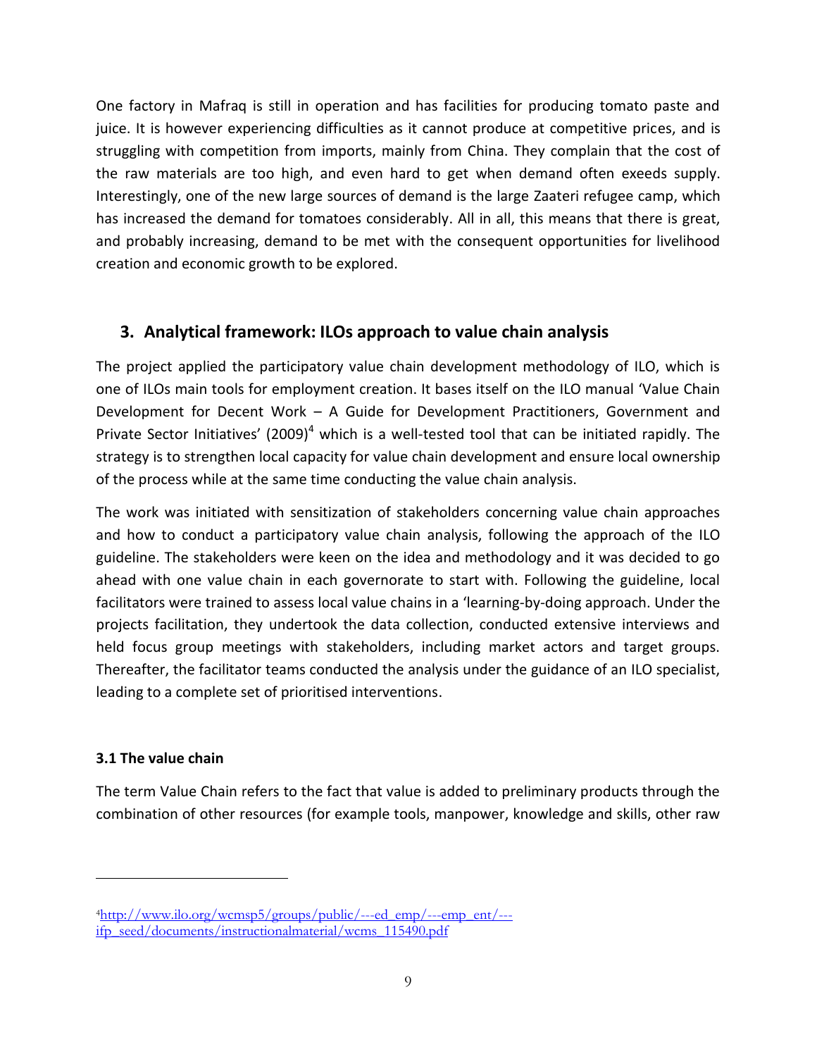One factory in Mafraq is still in operation and has facilities for producing tomato paste and juice. It is however experiencing difficulties as it cannot produce at competitive prices, and is struggling with competition from imports, mainly from China. They complain that the cost of the raw materials are too high, and even hard to get when demand often exeeds supply. Interestingly, one of the new large sources of demand is the large Zaateri refugee camp, which has increased the demand for tomatoes considerably. All in all, this means that there is great, and probably increasing, demand to be met with the consequent opportunities for livelihood creation and economic growth to be explored.

## 3. Analytical framework: ILOs approach to value chain analysis

The project applied the participatory value chain development methodology of ILO, which is one of ILOs main tools for employment creation. It bases itself on the ILO manual 'Value Chain Development for Decent Work – A Guide for Development Practitioners, Government and Private Sector Initiatives' (2009)[4] which is a well-tested tool that can be initiated rapidly. The strategy is to strengthen local capacity for value chain development and ensure local ownership of the process while at the same time conducting the value chain analysis.

The work was initiated with sensitization of stakeholders concerning value chain approaches and how to conduct a participatory value chain analysis, following the approach of the ILO guideline. The stakeholders were keen on the idea and methodology and it was decided to go ahead with one value chain in each governorate to start with. Following the guideline, local facilitators were trained to assess local value chains in a 'learning-by-doing approach. Under the projects facilitation, they undertook the data collection, conducted extensive interviews and held focus group meetings with stakeholders, including market actors and target groups. Thereafter, the facilitator teams conducted the analysis under the guidance of an ILO specialist, leading to a complete set of prioritised interventions.

### 3.1 The value chain

The term Value Chain refers to the fact that value is added to preliminary products through the combination of other resources (for example tools, manpower, knowledge and skills, other raw

---

[4] http://www.ilo.org/wcmsp5/groups/public/---ed_emp/---emp_ent/---ifp_seed/documents/instructionalmaterial/wcms_115490.pdf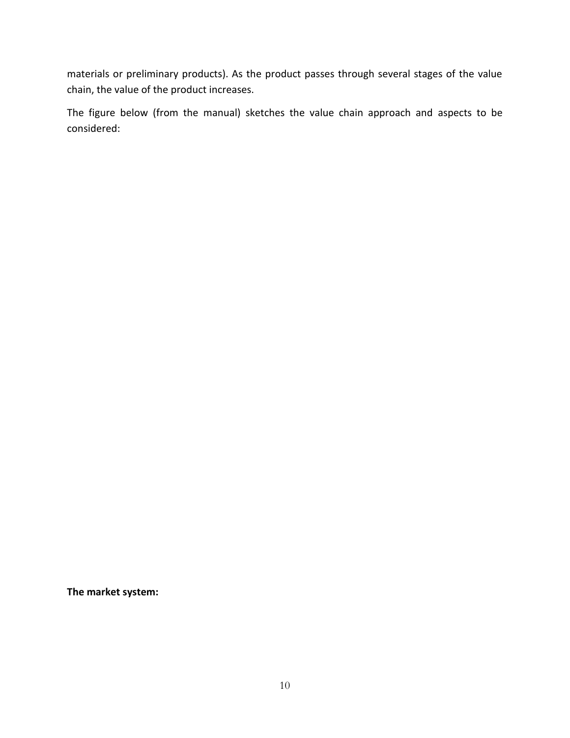materials or preliminary products). As the product passes through several stages of the value chain, the value of the product increases.

The figure below (from the manual) sketches the value chain approach and aspects to be considered:

**The market system:**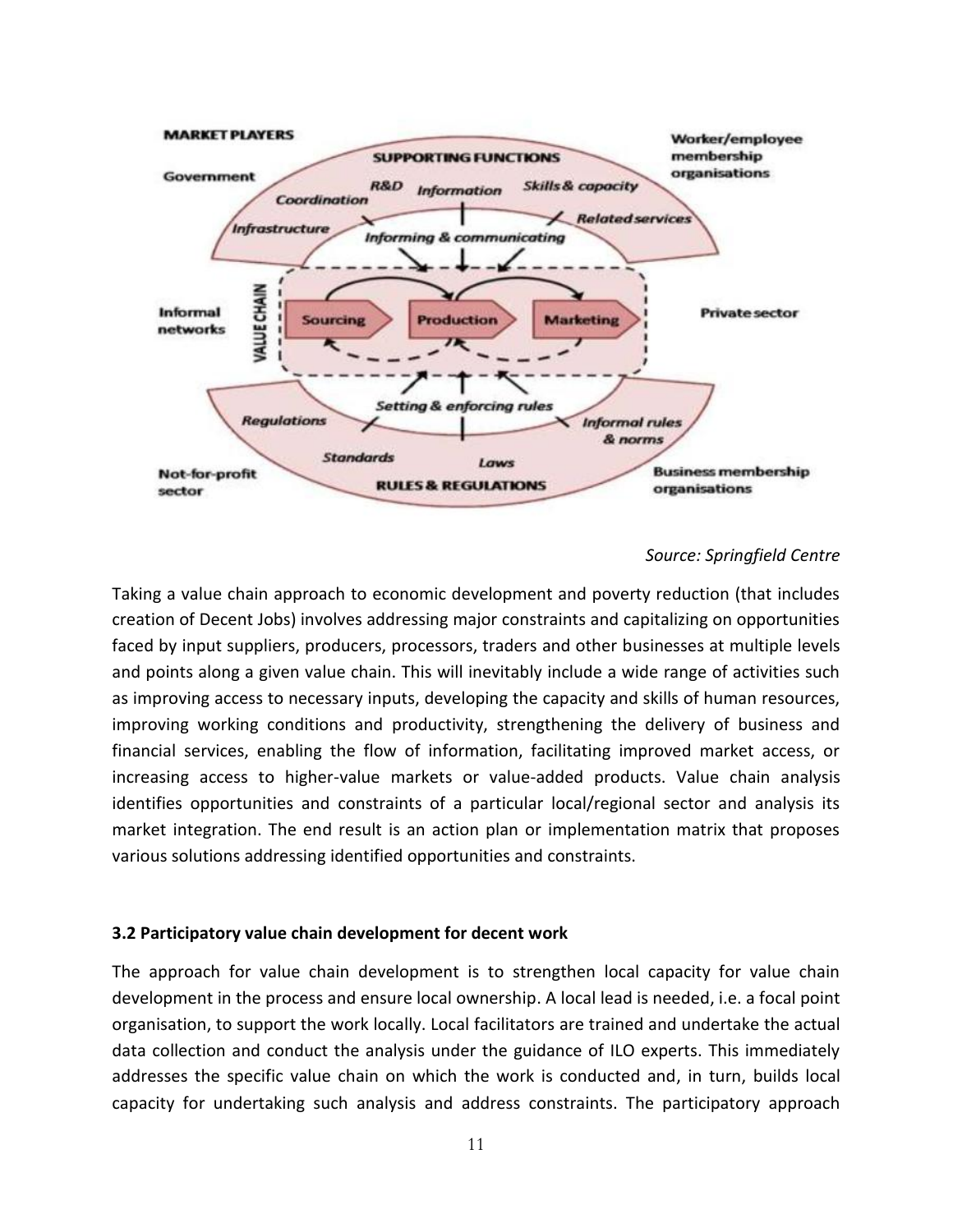*Source: Springfield Centre*

Taking a value chain approach to economic development and poverty reduction (that includes creation of Decent Jobs) involves addressing major constraints and capitalizing on opportunities faced by input suppliers, producers, processors, traders and other businesses at multiple levels and points along a given value chain. This will inevitably include a wide range of activities such as improving access to necessary inputs, developing the capacity and skills of human resources, improving working conditions and productivity, strengthening the delivery of business and financial services, enabling the flow of information, facilitating improved market access, or increasing access to higher-value markets or value-added products. Value chain analysis identifies opportunities and constraints of a particular local/regional sector and analysis its market integration. The end result is an action plan or implementation matrix that proposes various solutions addressing identified opportunities and constraints.

### 3.2 Participatory value chain development for decent work

The approach for value chain development is to strengthen local capacity for value chain development in the process and ensure local ownership. A local lead is needed, i.e. a focal point organisation, to support the work locally. Local facilitators are trained and undertake the actual data collection and conduct the analysis under the guidance of ILO experts. This immediately addresses the specific value chain on which the work is conducted and, in turn, builds local capacity for undertaking such analysis and address constraints. The participatory approach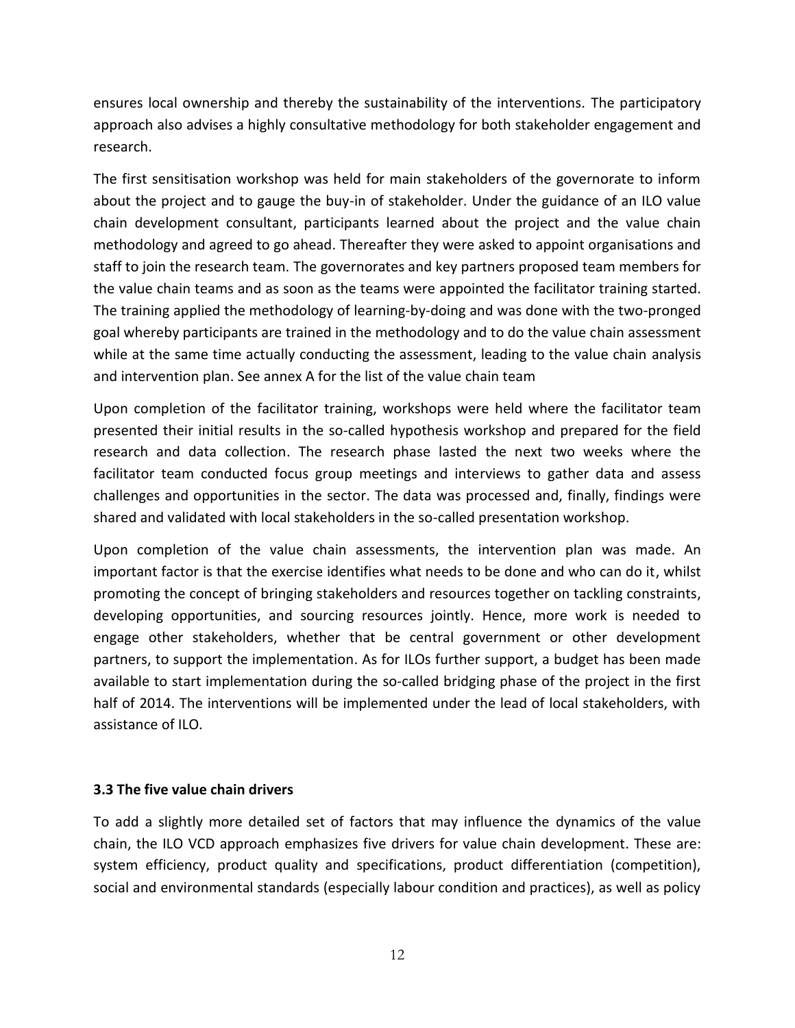ensures local ownership and thereby the sustainability of the interventions. The participatory approach also advises a highly consultative methodology for both stakeholder engagement and research.

The first sensitisation workshop was held for main stakeholders of the governorate to inform about the project and to gauge the buy-in of stakeholder. Under the guidance of an ILO value chain development consultant, participants learned about the project and the value chain methodology and agreed to go ahead. Thereafter they were asked to appoint organisations and staff to join the research team. The governorates and key partners proposed team members for the value chain teams and as soon as the teams were appointed the facilitator training started. The training applied the methodology of learning-by-doing and was done with the two-pronged goal whereby participants are trained in the methodology and to do the value chain assessment while at the same time actually conducting the assessment, leading to the value chain analysis and intervention plan. See annex A for the list of the value chain team

Upon completion of the facilitator training, workshops were held where the facilitator team presented their initial results in the so-called hypothesis workshop and prepared for the field research and data collection. The research phase lasted the next two weeks where the facilitator team conducted focus group meetings and interviews to gather data and assess challenges and opportunities in the sector. The data was processed and, finally, findings were shared and validated with local stakeholders in the so-called presentation workshop.

Upon completion of the value chain assessments, the intervention plan was made. An important factor is that the exercise identifies what needs to be done and who can do it, whilst promoting the concept of bringing stakeholders and resources together on tackling constraints, developing opportunities, and sourcing resources jointly. Hence, more work is needed to engage other stakeholders, whether that be central government or other development partners, to support the implementation. As for ILOs further support, a budget has been made available to start implementation during the so-called bridging phase of the project in the first half of 2014. The interventions will be implemented under the lead of local stakeholders, with assistance of ILO.

### 3.3 The five value chain drivers

To add a slightly more detailed set of factors that may influence the dynamics of the value chain, the ILO VCD approach emphasizes five drivers for value chain development. These are: system efficiency, product quality and specifications, product differentiation (competition), social and environmental standards (especially labour condition and practices), as well as policy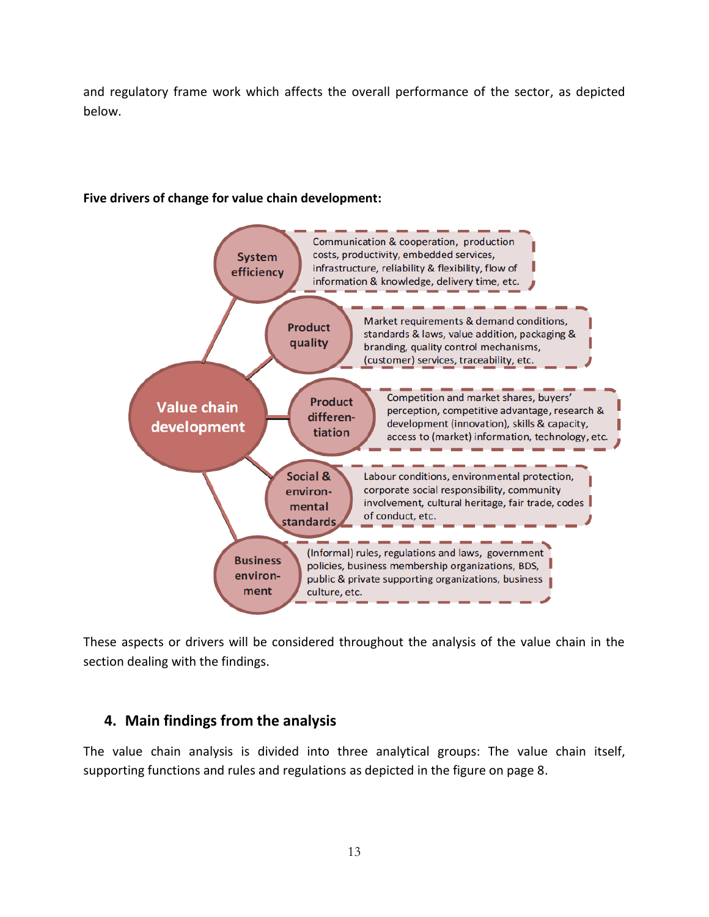and regulatory frame work which affects the overall performance of the sector, as depicted below.

**Five drivers of change for value chain development:**

**Value chain development**

- **System efficiency**: Communication & cooperation, production costs, productivity, embedded services, infrastructure, reliability & flexibility, flow of information & knowledge, delivery time, etc.
- **Product quality**: Market requirements & demand conditions, standards & laws, value addition, packaging & branding, quality control mechanisms, (customer) services, traceability, etc.
- **Product differen-tiation**: Competition and market shares, buyers' perception, competitive advantage, research & development (innovation), skills & capacity, access to (market) information, technology, etc.
- **Social & environ-mental standards**: Labour conditions, environmental protection, corporate social responsibility, community involvement, cultural heritage, fair trade, codes of conduct, etc.
- **Business environ-ment**: (Informal) rules, regulations and laws, government policies, business membership organizations, BDS, public & private supporting organizations, business culture, etc.

These aspects or drivers will be considered throughout the analysis of the value chain in the section dealing with the findings.

## 4. Main findings from the analysis

The value chain analysis is divided into three analytical groups: The value chain itself, supporting functions and rules and regulations as depicted in the figure on page 8.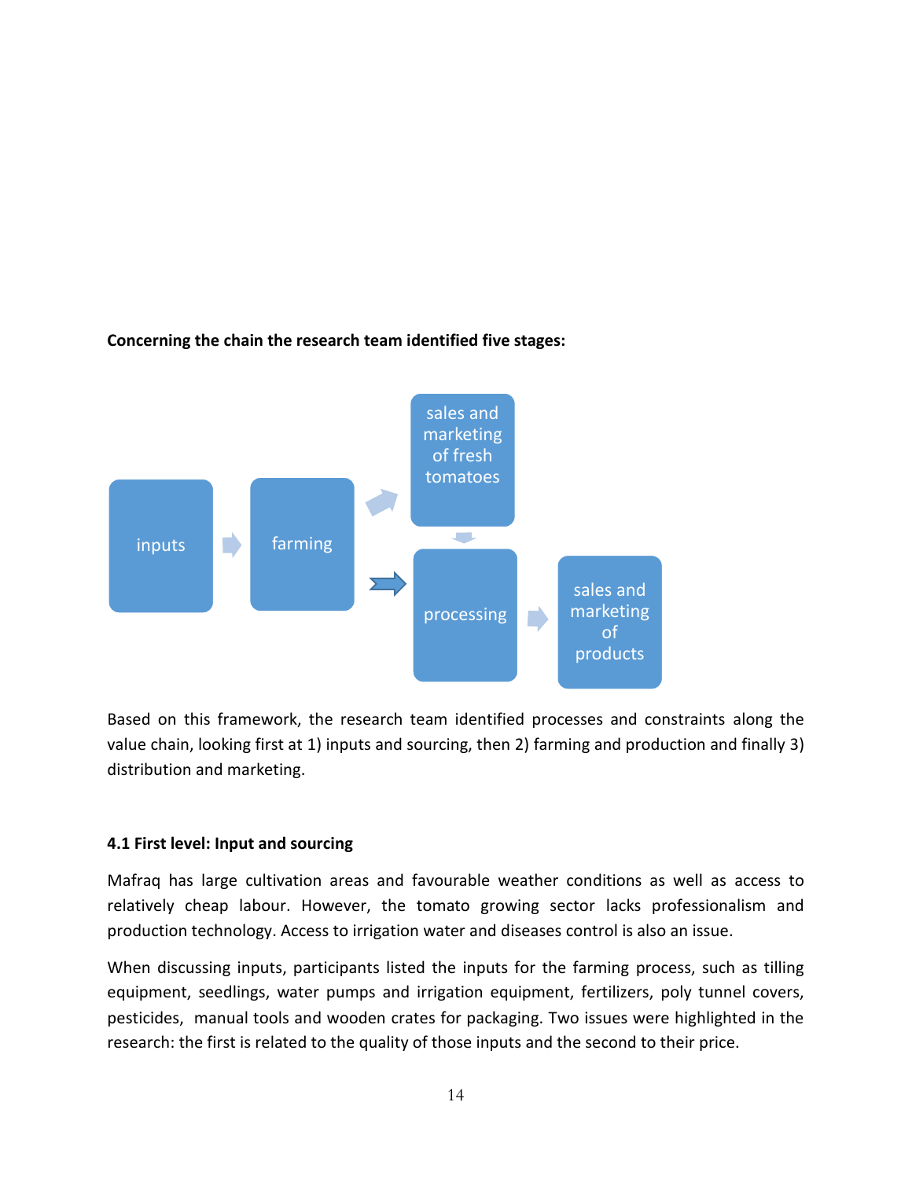**Concerning the chain the research team identified five stages:**

inputs → farming → sales and marketing of fresh tomatoes / processing → sales and marketing of products

Based on this framework, the research team identified processes and constraints along the value chain, looking first at 1) inputs and sourcing, then 2) farming and production and finally 3) distribution and marketing.

### 4.1 First level: Input and sourcing

Mafraq has large cultivation areas and favourable weather conditions as well as access to relatively cheap labour. However, the tomato growing sector lacks professionalism and production technology. Access to irrigation water and diseases control is also an issue.

When discussing inputs, participants listed the inputs for the farming process, such as tilling equipment, seedlings, water pumps and irrigation equipment, fertilizers, poly tunnel covers, pesticides, manual tools and wooden crates for packaging. Two issues were highlighted in the research: the first is related to the quality of those inputs and the second to their price.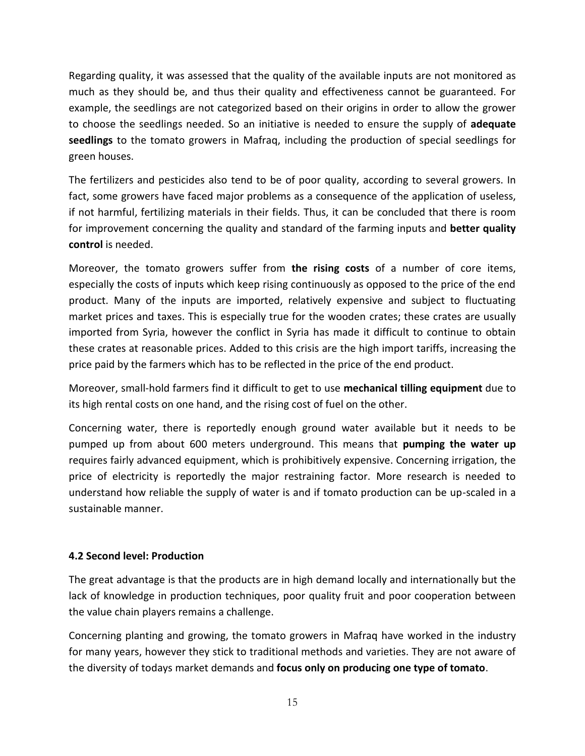Regarding quality, it was assessed that the quality of the available inputs are not monitored as much as they should be, and thus their quality and effectiveness cannot be guaranteed. For example, the seedlings are not categorized based on their origins in order to allow the grower to choose the seedlings needed. So an initiative is needed to ensure the supply of **adequate seedlings** to the tomato growers in Mafraq, including the production of special seedlings for green houses.

The fertilizers and pesticides also tend to be of poor quality, according to several growers. In fact, some growers have faced major problems as a consequence of the application of useless, if not harmful, fertilizing materials in their fields. Thus, it can be concluded that there is room for improvement concerning the quality and standard of the farming inputs and **better quality control** is needed.

Moreover, the tomato growers suffer from **the rising costs** of a number of core items, especially the costs of inputs which keep rising continuously as opposed to the price of the end product. Many of the inputs are imported, relatively expensive and subject to fluctuating market prices and taxes. This is especially true for the wooden crates; these crates are usually imported from Syria, however the conflict in Syria has made it difficult to continue to obtain these crates at reasonable prices. Added to this crisis are the high import tariffs, increasing the price paid by the farmers which has to be reflected in the price of the end product.

Moreover, small-hold farmers find it difficult to get to use **mechanical tilling equipment** due to its high rental costs on one hand, and the rising cost of fuel on the other.

Concerning water, there is reportedly enough ground water available but it needs to be pumped up from about 600 meters underground. This means that **pumping the water up** requires fairly advanced equipment, which is prohibitively expensive. Concerning irrigation, the price of electricity is reportedly the major restraining factor. More research is needed to understand how reliable the supply of water is and if tomato production can be up-scaled in a sustainable manner.

#### 4.2 Second level: Production

The great advantage is that the products are in high demand locally and internationally but the lack of knowledge in production techniques, poor quality fruit and poor cooperation between the value chain players remains a challenge.

Concerning planting and growing, the tomato growers in Mafraq have worked in the industry for many years, however they stick to traditional methods and varieties. They are not aware of the diversity of todays market demands and **focus only on producing one type of tomato**.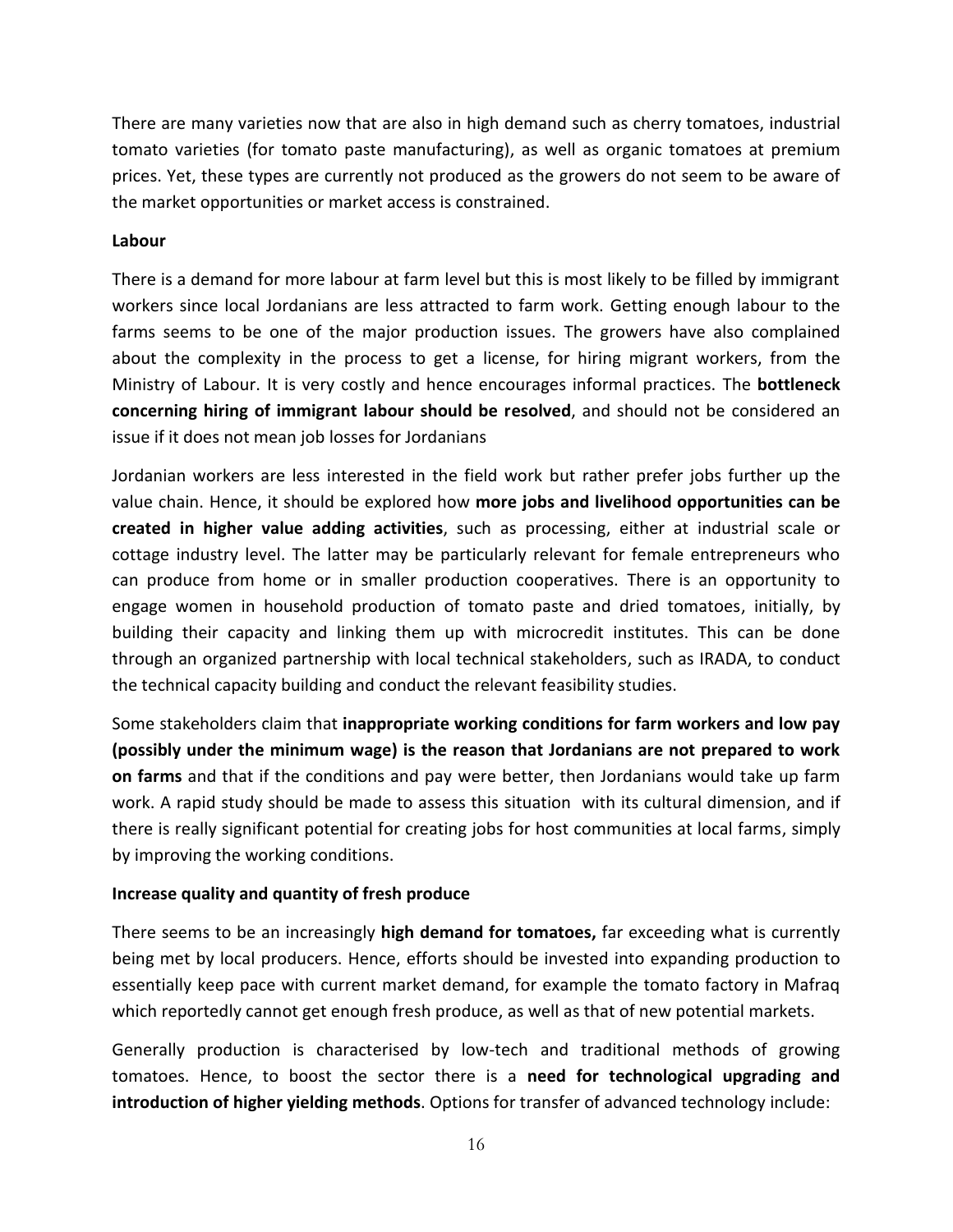There are many varieties now that are also in high demand such as cherry tomatoes, industrial tomato varieties (for tomato paste manufacturing), as well as organic tomatoes at premium prices. Yet, these types are currently not produced as the growers do not seem to be aware of the market opportunities or market access is constrained.

**Labour**

There is a demand for more labour at farm level but this is most likely to be filled by immigrant workers since local Jordanians are less attracted to farm work. Getting enough labour to the farms seems to be one of the major production issues. The growers have also complained about the complexity in the process to get a license, for hiring migrant workers, from the Ministry of Labour. It is very costly and hence encourages informal practices. The **bottleneck concerning hiring of immigrant labour should be resolved**, and should not be considered an issue if it does not mean job losses for Jordanians

Jordanian workers are less interested in the field work but rather prefer jobs further up the value chain. Hence, it should be explored how **more jobs and livelihood opportunities can be created in higher value adding activities**, such as processing, either at industrial scale or cottage industry level. The latter may be particularly relevant for female entrepreneurs who can produce from home or in smaller production cooperatives. There is an opportunity to engage women in household production of tomato paste and dried tomatoes, initially, by building their capacity and linking them up with microcredit institutes. This can be done through an organized partnership with local technical stakeholders, such as IRADA, to conduct the technical capacity building and conduct the relevant feasibility studies.

Some stakeholders claim that **inappropriate working conditions for farm workers and low pay (possibly under the minimum wage) is the reason that Jordanians are not prepared to work on farms** and that if the conditions and pay were better, then Jordanians would take up farm work. A rapid study should be made to assess this situation with its cultural dimension, and if there is really significant potential for creating jobs for host communities at local farms, simply by improving the working conditions.

**Increase quality and quantity of fresh produce**

There seems to be an increasingly **high demand for tomatoes,** far exceeding what is currently being met by local producers. Hence, efforts should be invested into expanding production to essentially keep pace with current market demand, for example the tomato factory in Mafraq which reportedly cannot get enough fresh produce, as well as that of new potential markets.

Generally production is characterised by low-tech and traditional methods of growing tomatoes. Hence, to boost the sector there is a **need for technological upgrading and introduction of higher yielding methods**. Options for transfer of advanced technology include: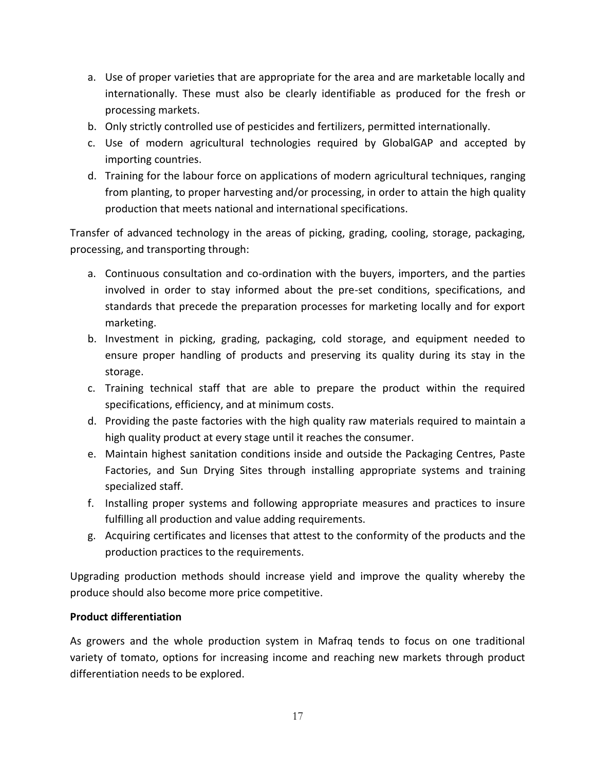a. Use of proper varieties that are appropriate for the area and are marketable locally and internationally. These must also be clearly identifiable as produced for the fresh or processing markets.
b. Only strictly controlled use of pesticides and fertilizers, permitted internationally.
c. Use of modern agricultural technologies required by GlobalGAP and accepted by importing countries.
d. Training for the labour force on applications of modern agricultural techniques, ranging from planting, to proper harvesting and/or processing, in order to attain the high quality production that meets national and international specifications.

Transfer of advanced technology in the areas of picking, grading, cooling, storage, packaging, processing, and transporting through:

a. Continuous consultation and co-ordination with the buyers, importers, and the parties involved in order to stay informed about the pre-set conditions, specifications, and standards that precede the preparation processes for marketing locally and for export marketing.
b. Investment in picking, grading, packaging, cold storage, and equipment needed to ensure proper handling of products and preserving its quality during its stay in the storage.
c. Training technical staff that are able to prepare the product within the required specifications, efficiency, and at minimum costs.
d. Providing the paste factories with the high quality raw materials required to maintain a high quality product at every stage until it reaches the consumer.
e. Maintain highest sanitation conditions inside and outside the Packaging Centres, Paste Factories, and Sun Drying Sites through installing appropriate systems and training specialized staff.
f. Installing proper systems and following appropriate measures and practices to insure fulfilling all production and value adding requirements.
g. Acquiring certificates and licenses that attest to the conformity of the products and the production practices to the requirements.

Upgrading production methods should increase yield and improve the quality whereby the produce should also become more price competitive.

**Product differentiation**

As growers and the whole production system in Mafraq tends to focus on one traditional variety of tomato, options for increasing income and reaching new markets through product differentiation needs to be explored.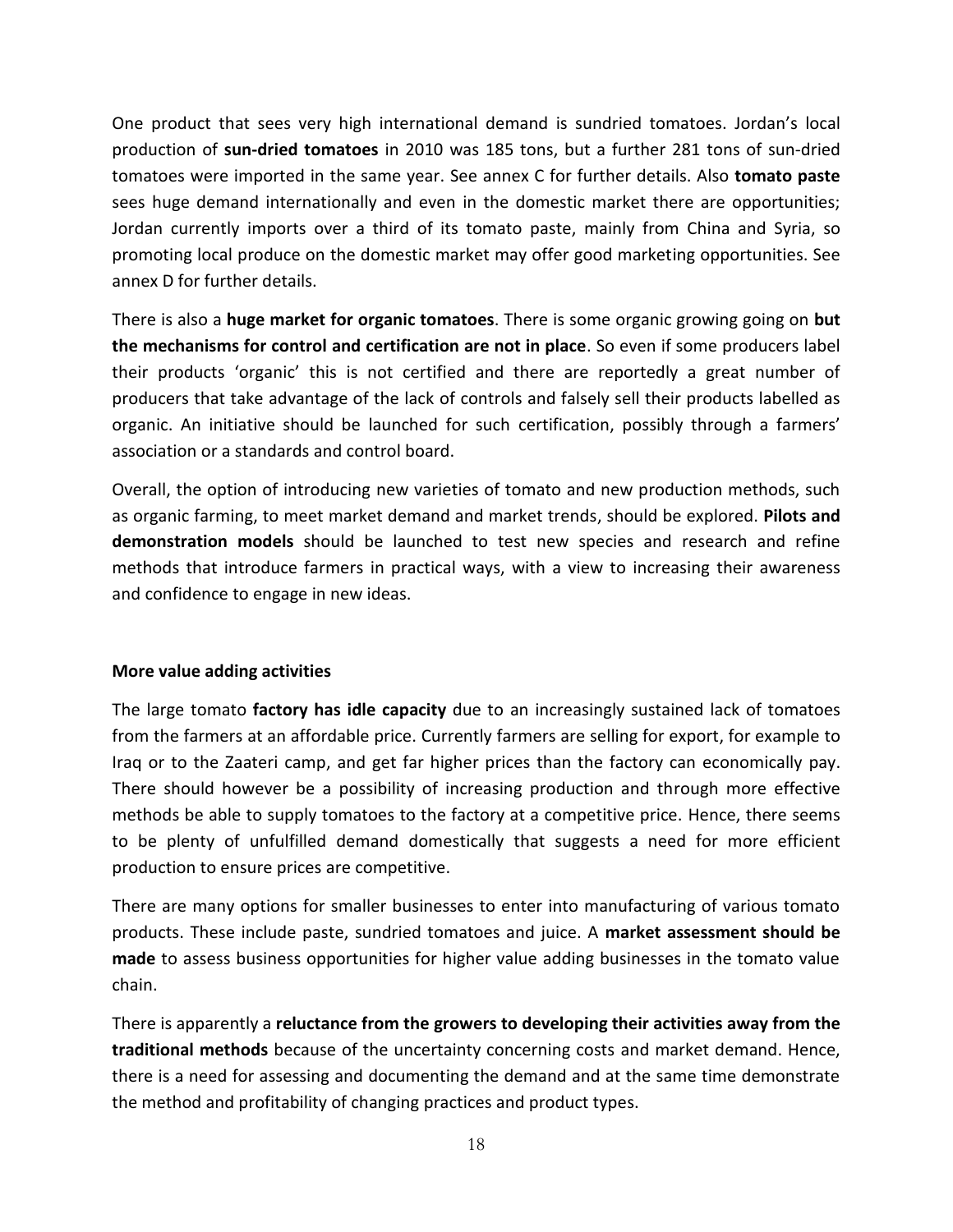One product that sees very high international demand is sundried tomatoes. Jordan's local production of **sun-dried tomatoes** in 2010 was 185 tons, but a further 281 tons of sun-dried tomatoes were imported in the same year. See annex C for further details. Also **tomato paste** sees huge demand internationally and even in the domestic market there are opportunities; Jordan currently imports over a third of its tomato paste, mainly from China and Syria, so promoting local produce on the domestic market may offer good marketing opportunities. See annex D for further details.

There is also a **huge market for organic tomatoes**. There is some organic growing going on **but the mechanisms for control and certification are not in place**. So even if some producers label their products 'organic' this is not certified and there are reportedly a great number of producers that take advantage of the lack of controls and falsely sell their products labelled as organic. An initiative should be launched for such certification, possibly through a farmers' association or a standards and control board.

Overall, the option of introducing new varieties of tomato and new production methods, such as organic farming, to meet market demand and market trends, should be explored. **Pilots and demonstration models** should be launched to test new species and research and refine methods that introduce farmers in practical ways, with a view to increasing their awareness and confidence to engage in new ideas.

**More value adding activities**

The large tomato **factory has idle capacity** due to an increasingly sustained lack of tomatoes from the farmers at an affordable price. Currently farmers are selling for export, for example to Iraq or to the Zaateri camp, and get far higher prices than the factory can economically pay. There should however be a possibility of increasing production and through more effective methods be able to supply tomatoes to the factory at a competitive price. Hence, there seems to be plenty of unfulfilled demand domestically that suggests a need for more efficient production to ensure prices are competitive.

There are many options for smaller businesses to enter into manufacturing of various tomato products. These include paste, sundried tomatoes and juice. A **market assessment should be made** to assess business opportunities for higher value adding businesses in the tomato value chain.

There is apparently a **reluctance from the growers to developing their activities away from the traditional methods** because of the uncertainty concerning costs and market demand. Hence, there is a need for assessing and documenting the demand and at the same time demonstrate the method and profitability of changing practices and product types.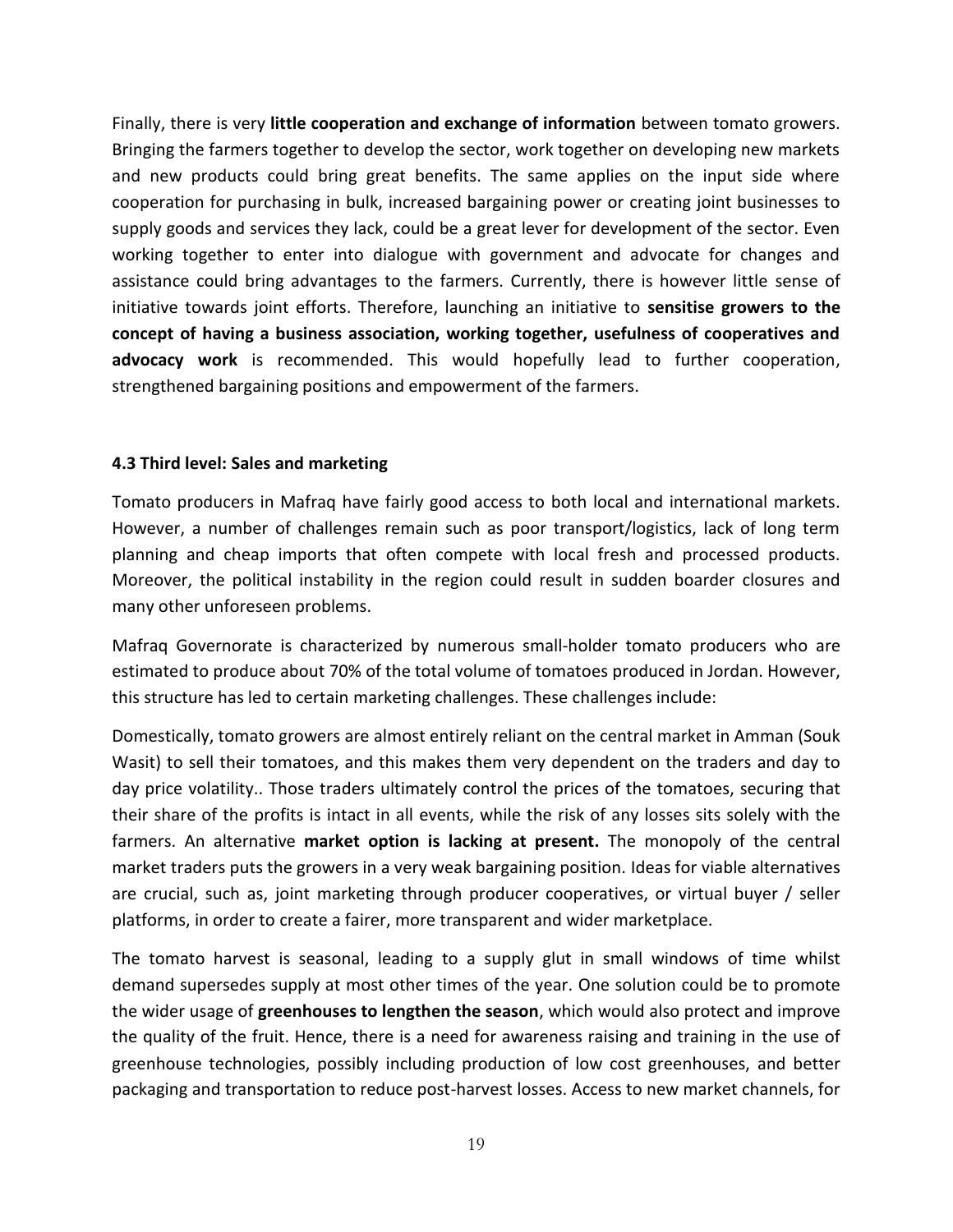Finally, there is very **little cooperation and exchange of information** between tomato growers. Bringing the farmers together to develop the sector, work together on developing new markets and new products could bring great benefits. The same applies on the input side where cooperation for purchasing in bulk, increased bargaining power or creating joint businesses to supply goods and services they lack, could be a great lever for development of the sector. Even working together to enter into dialogue with government and advocate for changes and assistance could bring advantages to the farmers. Currently, there is however little sense of initiative towards joint efforts. Therefore, launching an initiative to **sensitise growers to the concept of having a business association, working together, usefulness of cooperatives and advocacy work** is recommended. This would hopefully lead to further cooperation, strengthened bargaining positions and empowerment of the farmers.

### 4.3 Third level: Sales and marketing

Tomato producers in Mafraq have fairly good access to both local and international markets. However, a number of challenges remain such as poor transport/logistics, lack of long term planning and cheap imports that often compete with local fresh and processed products. Moreover, the political instability in the region could result in sudden boarder closures and many other unforeseen problems.

Mafraq Governorate is characterized by numerous small-holder tomato producers who are estimated to produce about 70% of the total volume of tomatoes produced in Jordan. However, this structure has led to certain marketing challenges. These challenges include:

Domestically, tomato growers are almost entirely reliant on the central market in Amman (Souk Wasit) to sell their tomatoes, and this makes them very dependent on the traders and day to day price volatility.. Those traders ultimately control the prices of the tomatoes, securing that their share of the profits is intact in all events, while the risk of any losses sits solely with the farmers. An alternative **market option is lacking at present.** The monopoly of the central market traders puts the growers in a very weak bargaining position. Ideas for viable alternatives are crucial, such as, joint marketing through producer cooperatives, or virtual buyer / seller platforms, in order to create a fairer, more transparent and wider marketplace.

The tomato harvest is seasonal, leading to a supply glut in small windows of time whilst demand supersedes supply at most other times of the year. One solution could be to promote the wider usage of **greenhouses to lengthen the season**, which would also protect and improve the quality of the fruit. Hence, there is a need for awareness raising and training in the use of greenhouse technologies, possibly including production of low cost greenhouses, and better packaging and transportation to reduce post-harvest losses. Access to new market channels, for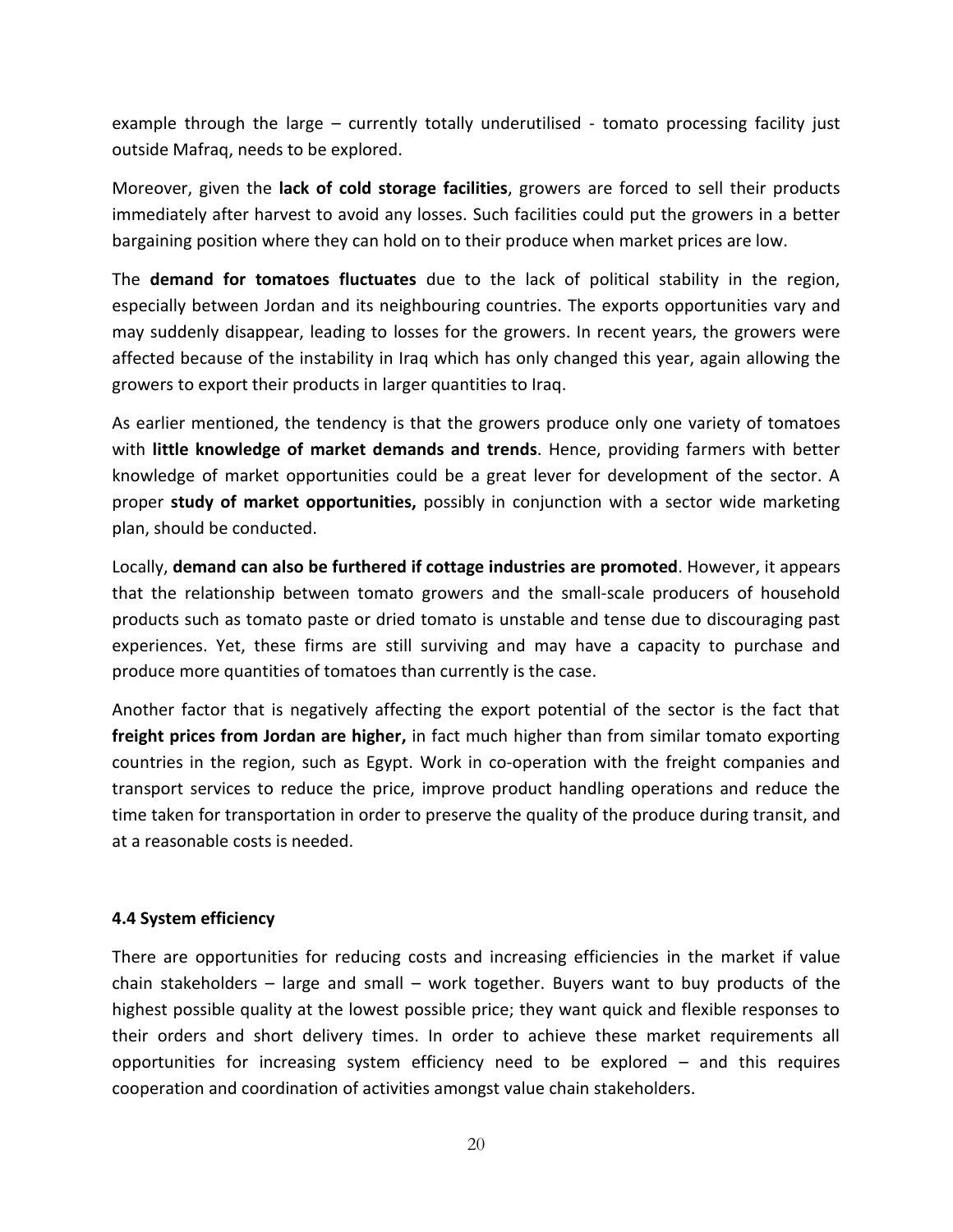example through the large – currently totally underutilised - tomato processing facility just outside Mafraq, needs to be explored.

Moreover, given the **lack of cold storage facilities**, growers are forced to sell their products immediately after harvest to avoid any losses. Such facilities could put the growers in a better bargaining position where they can hold on to their produce when market prices are low.

The **demand for tomatoes fluctuates** due to the lack of political stability in the region, especially between Jordan and its neighbouring countries. The exports opportunities vary and may suddenly disappear, leading to losses for the growers. In recent years, the growers were affected because of the instability in Iraq which has only changed this year, again allowing the growers to export their products in larger quantities to Iraq.

As earlier mentioned, the tendency is that the growers produce only one variety of tomatoes with **little knowledge of market demands and trends**. Hence, providing farmers with better knowledge of market opportunities could be a great lever for development of the sector. A proper **study of market opportunities,** possibly in conjunction with a sector wide marketing plan, should be conducted.

Locally, **demand can also be furthered if cottage industries are promoted**. However, it appears that the relationship between tomato growers and the small-scale producers of household products such as tomato paste or dried tomato is unstable and tense due to discouraging past experiences. Yet, these firms are still surviving and may have a capacity to purchase and produce more quantities of tomatoes than currently is the case.

Another factor that is negatively affecting the export potential of the sector is the fact that **freight prices from Jordan are higher,** in fact much higher than from similar tomato exporting countries in the region, such as Egypt. Work in co-operation with the freight companies and transport services to reduce the price, improve product handling operations and reduce the time taken for transportation in order to preserve the quality of the produce during transit, and at a reasonable costs is needed.

### 4.4 System efficiency

There are opportunities for reducing costs and increasing efficiencies in the market if value chain stakeholders – large and small – work together. Buyers want to buy products of the highest possible quality at the lowest possible price; they want quick and flexible responses to their orders and short delivery times. In order to achieve these market requirements all opportunities for increasing system efficiency need to be explored – and this requires cooperation and coordination of activities amongst value chain stakeholders.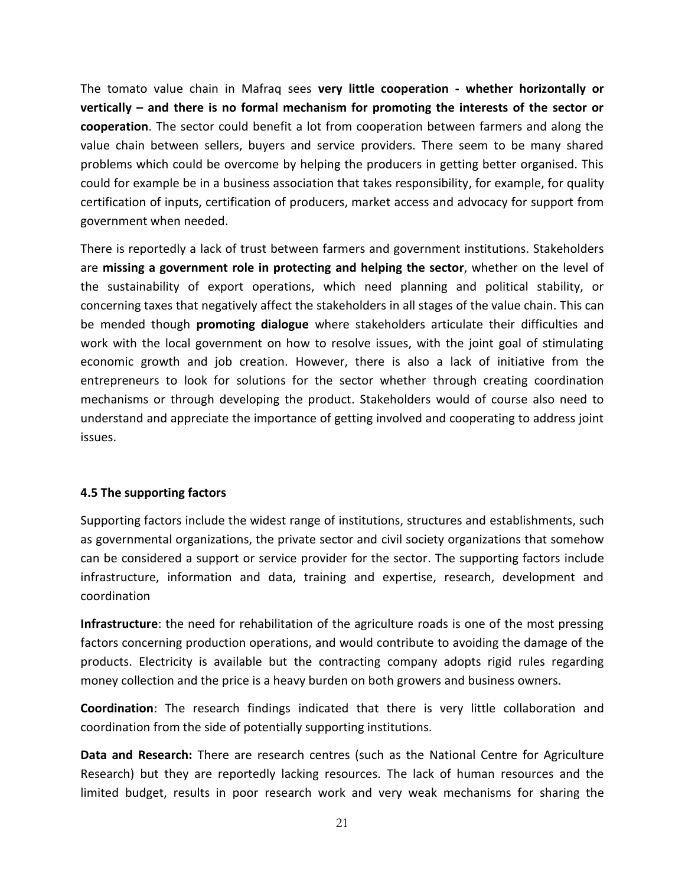The tomato value chain in Mafraq sees **very little cooperation - whether horizontally or vertically – and there is no formal mechanism for promoting the interests of the sector or cooperation**. The sector could benefit a lot from cooperation between farmers and along the value chain between sellers, buyers and service providers. There seem to be many shared problems which could be overcome by helping the producers in getting better organised. This could for example be in a business association that takes responsibility, for example, for quality certification of inputs, certification of producers, market access and advocacy for support from government when needed.

There is reportedly a lack of trust between farmers and government institutions. Stakeholders are **missing a government role in protecting and helping the sector**, whether on the level of the sustainability of export operations, which need planning and political stability, or concerning taxes that negatively affect the stakeholders in all stages of the value chain. This can be mended though **promoting dialogue** where stakeholders articulate their difficulties and work with the local government on how to resolve issues, with the joint goal of stimulating economic growth and job creation. However, there is also a lack of initiative from the entrepreneurs to look for solutions for the sector whether through creating coordination mechanisms or through developing the product. Stakeholders would of course also need to understand and appreciate the importance of getting involved and cooperating to address joint issues.

### 4.5 The supporting factors

Supporting factors include the widest range of institutions, structures and establishments, such as governmental organizations, the private sector and civil society organizations that somehow can be considered a support or service provider for the sector. The supporting factors include infrastructure, information and data, training and expertise, research, development and coordination

**Infrastructure**: the need for rehabilitation of the agriculture roads is one of the most pressing factors concerning production operations, and would contribute to avoiding the damage of the products. Electricity is available but the contracting company adopts rigid rules regarding money collection and the price is a heavy burden on both growers and business owners.

**Coordination**: The research findings indicated that there is very little collaboration and coordination from the side of potentially supporting institutions.

**Data and Research:** There are research centres (such as the National Centre for Agriculture Research) but they are reportedly lacking resources. The lack of human resources and the limited budget, results in poor research work and very weak mechanisms for sharing the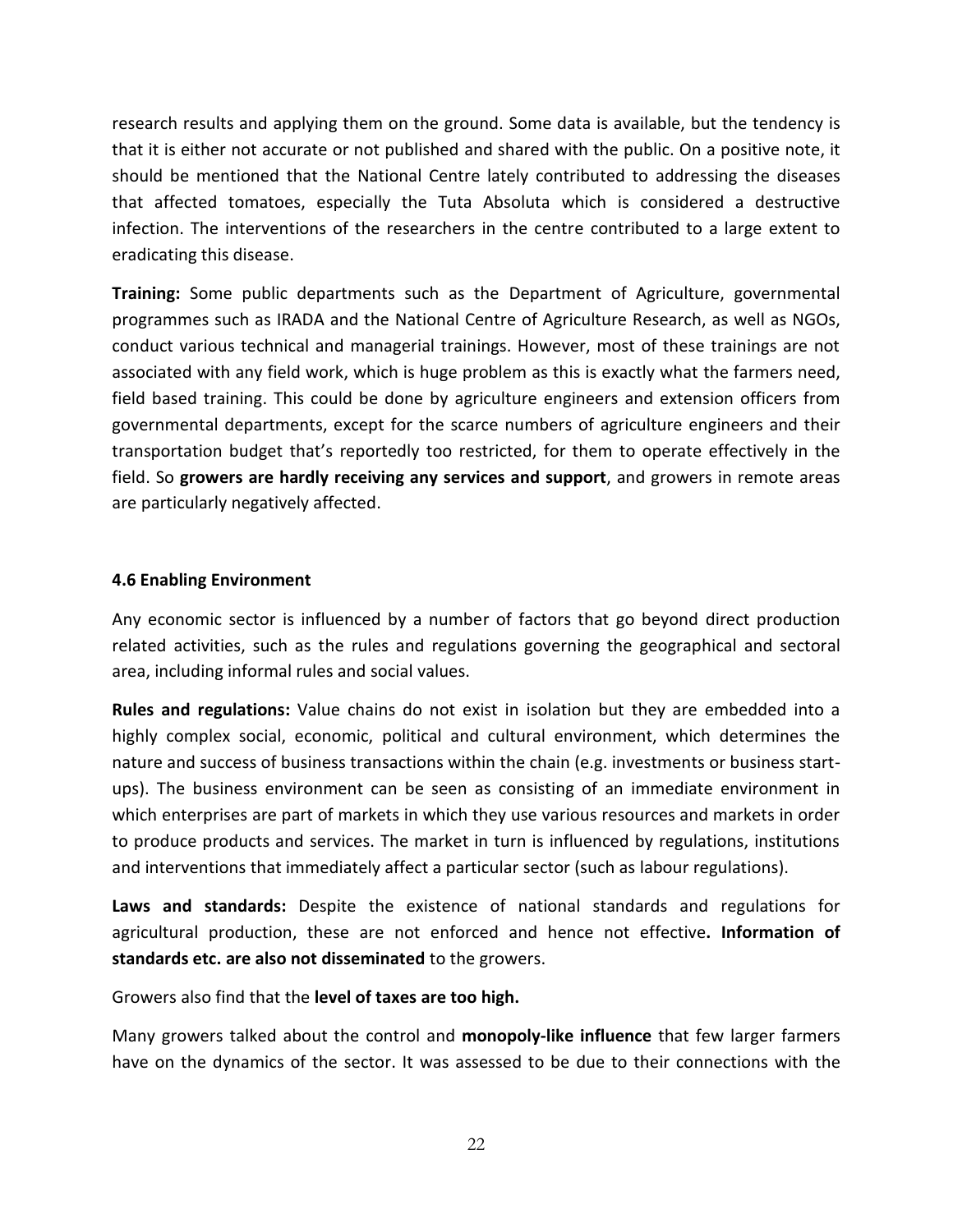research results and applying them on the ground. Some data is available, but the tendency is that it is either not accurate or not published and shared with the public. On a positive note, it should be mentioned that the National Centre lately contributed to addressing the diseases that affected tomatoes, especially the Tuta Absoluta which is considered a destructive infection. The interventions of the researchers in the centre contributed to a large extent to eradicating this disease.

**Training:** Some public departments such as the Department of Agriculture, governmental programmes such as IRADA and the National Centre of Agriculture Research, as well as NGOs, conduct various technical and managerial trainings. However, most of these trainings are not associated with any field work, which is huge problem as this is exactly what the farmers need, field based training. This could be done by agriculture engineers and extension officers from governmental departments, except for the scarce numbers of agriculture engineers and their transportation budget that's reportedly too restricted, for them to operate effectively in the field. So **growers are hardly receiving any services and support**, and growers in remote areas are particularly negatively affected.

#### 4.6 Enabling Environment

Any economic sector is influenced by a number of factors that go beyond direct production related activities, such as the rules and regulations governing the geographical and sectoral area, including informal rules and social values.

**Rules and regulations:** Value chains do not exist in isolation but they are embedded into a highly complex social, economic, political and cultural environment, which determines the nature and success of business transactions within the chain (e.g. investments or business start-ups). The business environment can be seen as consisting of an immediate environment in which enterprises are part of markets in which they use various resources and markets in order to produce products and services. The market in turn is influenced by regulations, institutions and interventions that immediately affect a particular sector (such as labour regulations).

**Laws and standards:** Despite the existence of national standards and regulations for agricultural production, these are not enforced and hence not effective**. Information of standards etc. are also not disseminated** to the growers.

Growers also find that the **level of taxes are too high.**

Many growers talked about the control and **monopoly-like influence** that few larger farmers have on the dynamics of the sector. It was assessed to be due to their connections with the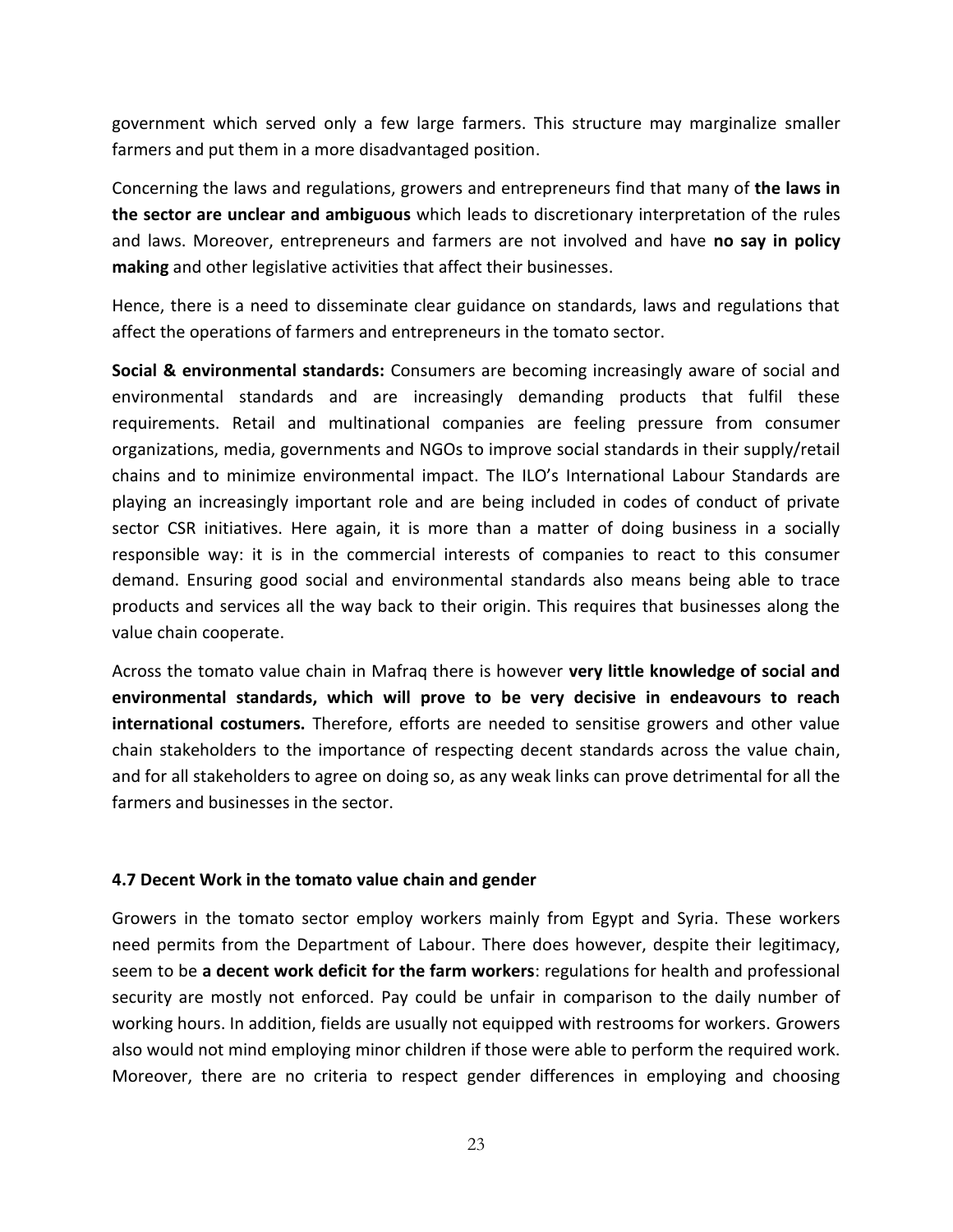government which served only a few large farmers. This structure may marginalize smaller farmers and put them in a more disadvantaged position.

Concerning the laws and regulations, growers and entrepreneurs find that many of **the laws in the sector are unclear and ambiguous** which leads to discretionary interpretation of the rules and laws. Moreover, entrepreneurs and farmers are not involved and have **no say in policy making** and other legislative activities that affect their businesses.

Hence, there is a need to disseminate clear guidance on standards, laws and regulations that affect the operations of farmers and entrepreneurs in the tomato sector.

**Social & environmental standards:** Consumers are becoming increasingly aware of social and environmental standards and are increasingly demanding products that fulfil these requirements. Retail and multinational companies are feeling pressure from consumer organizations, media, governments and NGOs to improve social standards in their supply/retail chains and to minimize environmental impact. The ILO's International Labour Standards are playing an increasingly important role and are being included in codes of conduct of private sector CSR initiatives. Here again, it is more than a matter of doing business in a socially responsible way: it is in the commercial interests of companies to react to this consumer demand. Ensuring good social and environmental standards also means being able to trace products and services all the way back to their origin. This requires that businesses along the value chain cooperate.

Across the tomato value chain in Mafraq there is however **very little knowledge of social and environmental standards, which will prove to be very decisive in endeavours to reach international costumers.** Therefore, efforts are needed to sensitise growers and other value chain stakeholders to the importance of respecting decent standards across the value chain, and for all stakeholders to agree on doing so, as any weak links can prove detrimental for all the farmers and businesses in the sector.

### 4.7 Decent Work in the tomato value chain and gender

Growers in the tomato sector employ workers mainly from Egypt and Syria. These workers need permits from the Department of Labour. There does however, despite their legitimacy, seem to be **a decent work deficit for the farm workers**: regulations for health and professional security are mostly not enforced. Pay could be unfair in comparison to the daily number of working hours. In addition, fields are usually not equipped with restrooms for workers. Growers also would not mind employing minor children if those were able to perform the required work. Moreover, there are no criteria to respect gender differences in employing and choosing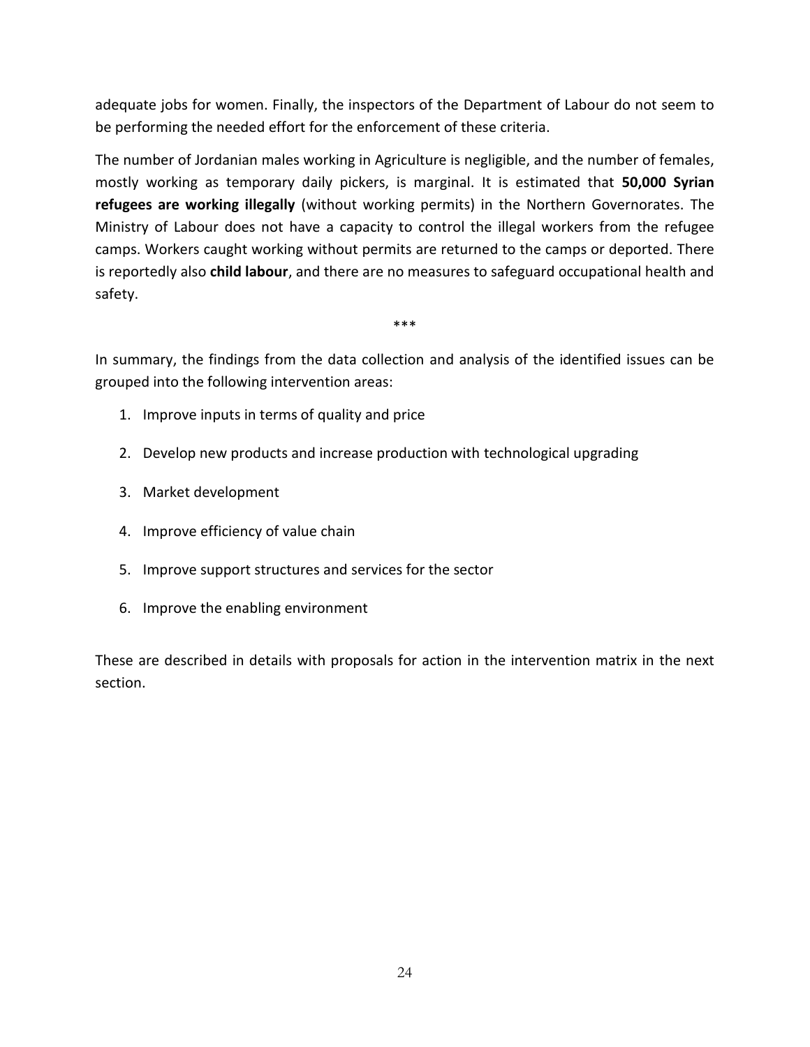adequate jobs for women. Finally, the inspectors of the Department of Labour do not seem to be performing the needed effort for the enforcement of these criteria.

The number of Jordanian males working in Agriculture is negligible, and the number of females, mostly working as temporary daily pickers, is marginal. It is estimated that **50,000 Syrian refugees are working illegally** (without working permits) in the Northern Governorates. The Ministry of Labour does not have a capacity to control the illegal workers from the refugee camps. Workers caught working without permits are returned to the camps or deported. There is reportedly also **child labour**, and there are no measures to safeguard occupational health and safety.

***

In summary, the findings from the data collection and analysis of the identified issues can be grouped into the following intervention areas:

1. Improve inputs in terms of quality and price
2. Develop new products and increase production with technological upgrading
3. Market development
4. Improve efficiency of value chain
5. Improve support structures and services for the sector
6. Improve the enabling environment

These are described in details with proposals for action in the intervention matrix in the next section.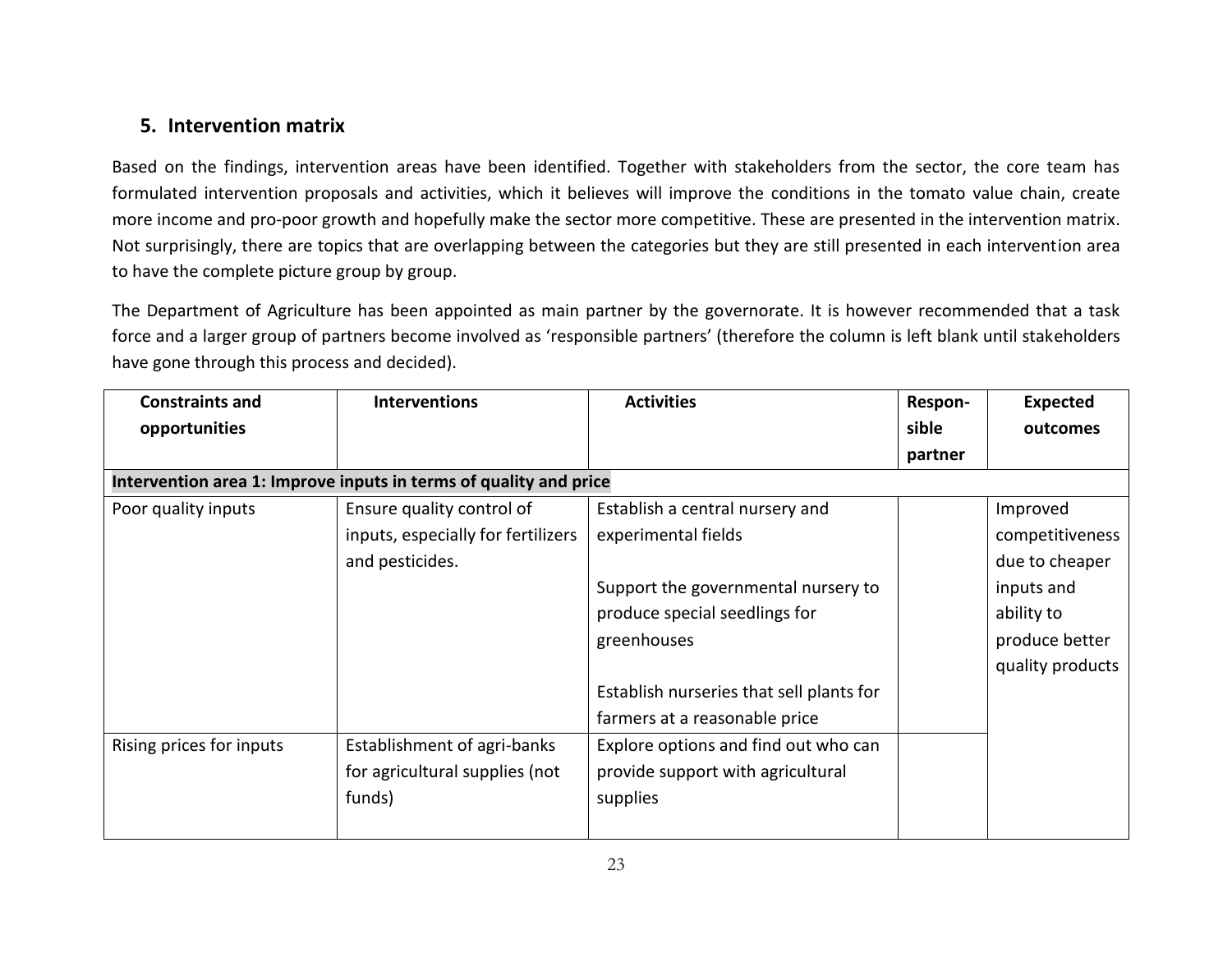## 5. Intervention matrix

Based on the findings, intervention areas have been identified. Together with stakeholders from the sector, the core team has formulated intervention proposals and activities, which it believes will improve the conditions in the tomato value chain, create more income and pro-poor growth and hopefully make the sector more competitive. These are presented in the intervention matrix. Not surprisingly, there are topics that are overlapping between the categories but they are still presented in each intervention area to have the complete picture group by group.

The Department of Agriculture has been appointed as main partner by the governorate. It is however recommended that a task force and a larger group of partners become involved as 'responsible partners' (therefore the column is left blank until stakeholders have gone through this process and decided).

| Constraints and opportunities | Interventions | Activities | Respon-sible partner | Expected outcomes |
|---|---|---|---|---|
| **Intervention area 1: Improve inputs in terms of quality and price** | | | | |
| Poor quality inputs | Ensure quality control of inputs, especially for fertilizers and pesticides. | Establish a central nursery and experimental fields<br><br>Support the governmental nursery to produce special seedlings for greenhouses<br><br>Establish nurseries that sell plants for farmers at a reasonable price | | Improved competitiveness due to cheaper inputs and ability to produce better quality products |
| Rising prices for inputs | Establishment of agri-banks for agricultural supplies (not funds) | Explore options and find out who can provide support with agricultural supplies | | |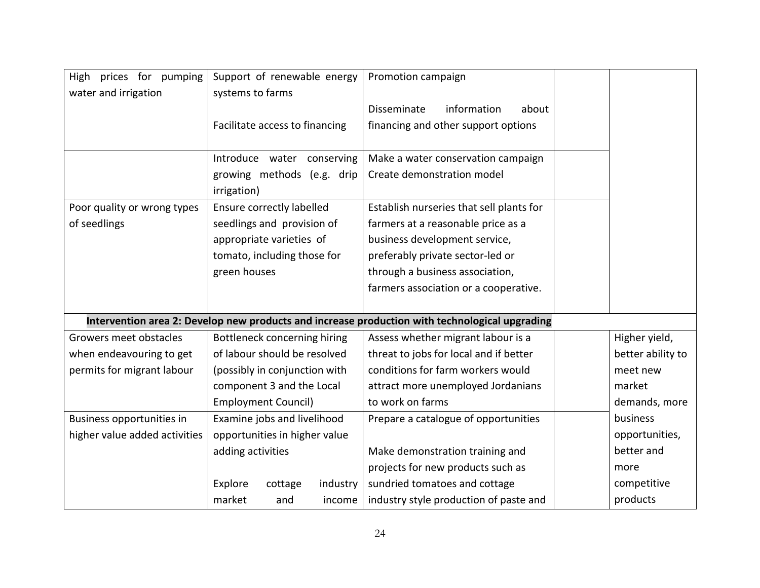| | | | | |
|---|---|---|---|---|
| High prices for pumping water and irrigation | Support of renewable energy systems to farms<br><br>Facilitate access to financing | Promotion campaign<br><br>Disseminate information about financing and other support options | | |
| | Introduce water conserving growing methods (e.g. drip irrigation) | Make a water conservation campaign<br>Create demonstration model | | |
| Poor quality or wrong types of seedlings | Ensure correctly labelled seedlings and provision of appropriate varieties of tomato, including those for green houses | Establish nurseries that sell plants for farmers at a reasonable price as a business development service, preferably private sector-led or through a business association, farmers association or a cooperative. | | |
| **Intervention area 2: Develop new products and increase production with technological upgrading** | | | | |
| Growers meet obstacles when endeavouring to get permits for migrant labour | Bottleneck concerning hiring of labour should be resolved (possibly in conjunction with component 3 and the Local Employment Council) | Assess whether migrant labour is a threat to jobs for local and if better conditions for farm workers would attract more unemployed Jordanians to work on farms | | Higher yield, better ability to meet new market demands, more business opportunities, better and more competitive products |
| Business opportunities in higher value added activities | Examine jobs and livelihood opportunities in higher value adding activities<br><br>Explore cottage industry market and income | Prepare a catalogue of opportunities<br><br>Make demonstration training and projects for new products such as sundried tomatoes and cottage industry style production of paste and | | |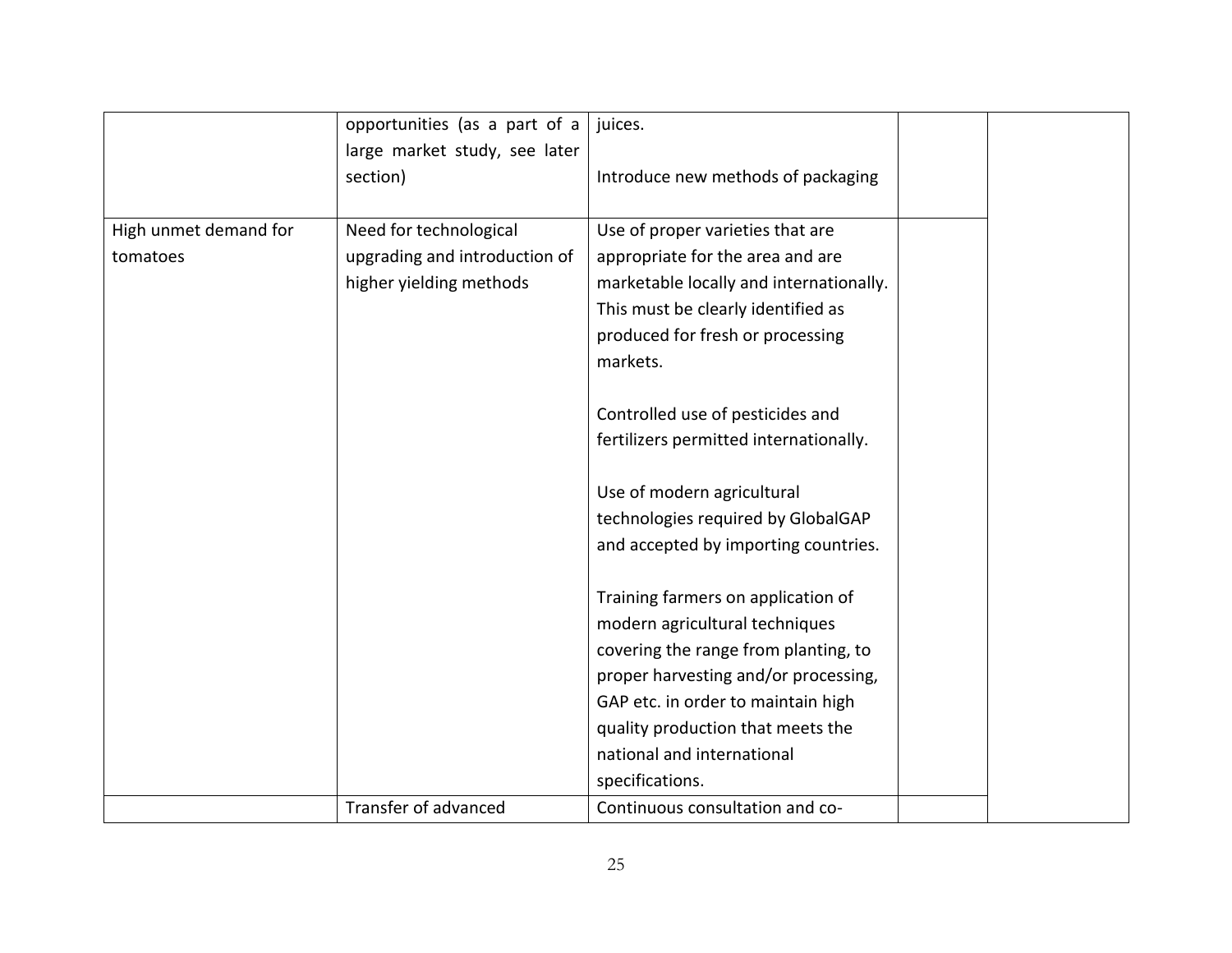| | | | | |
|---|---|---|---|---|
| | opportunities (as a part of a large market study, see later section) | juices.<br><br>Introduce new methods of packaging | | |
| High unmet demand for tomatoes | Need for technological upgrading and introduction of higher yielding methods | Use of proper varieties that are appropriate for the area and are marketable locally and internationally. This must be clearly identified as produced for fresh or processing markets.<br><br>Controlled use of pesticides and fertilizers permitted internationally.<br><br>Use of modern agricultural technologies required by GlobalGAP and accepted by importing countries.<br><br>Training farmers on application of modern agricultural techniques covering the range from planting, to proper harvesting and/or processing, GAP etc. in order to maintain high quality production that meets the national and international specifications. | | |
| | Transfer of advanced | Continuous consultation and co- | | |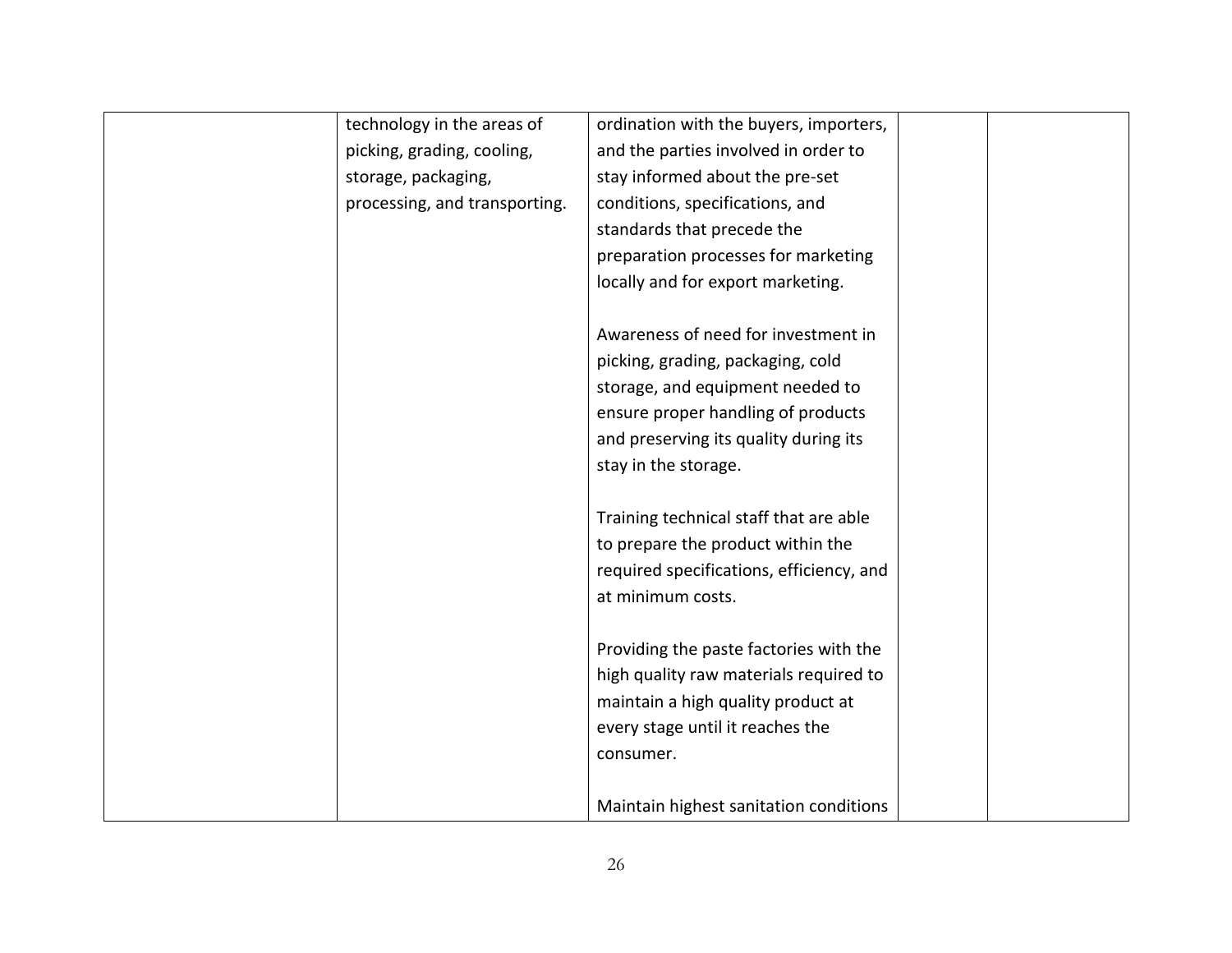| | | | | |
|---|---|---|---|---|
| | technology in the areas of picking, grading, cooling, storage, packaging, processing, and transporting. | ordination with the buyers, importers, and the parties involved in order to stay informed about the pre-set conditions, specifications, and standards that precede the preparation processes for marketing locally and for export marketing.<br><br>Awareness of need for investment in picking, grading, packaging, cold storage, and equipment needed to ensure proper handling of products and preserving its quality during its stay in the storage.<br><br>Training technical staff that are able to prepare the product within the required specifications, efficiency, and at minimum costs.<br><br>Providing the paste factories with the high quality raw materials required to maintain a high quality product at every stage until it reaches the consumer.<br><br>Maintain highest sanitation conditions | | |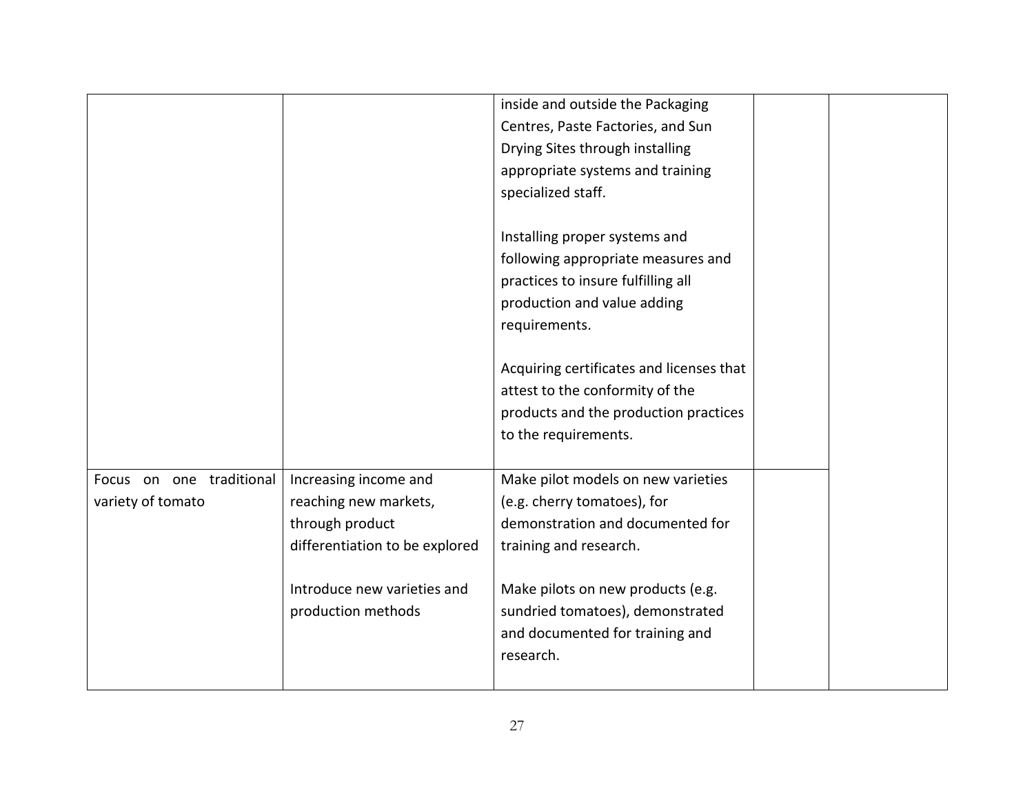| | | | | |
|---|---|---|---|---|
| | | inside and outside the Packaging Centres, Paste Factories, and Sun Drying Sites through installing appropriate systems and training specialized staff.<br><br>Installing proper systems and following appropriate measures and practices to insure fulfilling all production and value adding requirements.<br><br>Acquiring certificates and licenses that attest to the conformity of the products and the production practices to the requirements. | | |
| Focus on one traditional variety of tomato | Increasing income and reaching new markets, through product differentiation to be explored<br><br>Introduce new varieties and production methods | Make pilot models on new varieties (e.g. cherry tomatoes), for demonstration and documented for training and research.<br><br>Make pilots on new products (e.g. sundried tomatoes), demonstrated and documented for training and research. | | |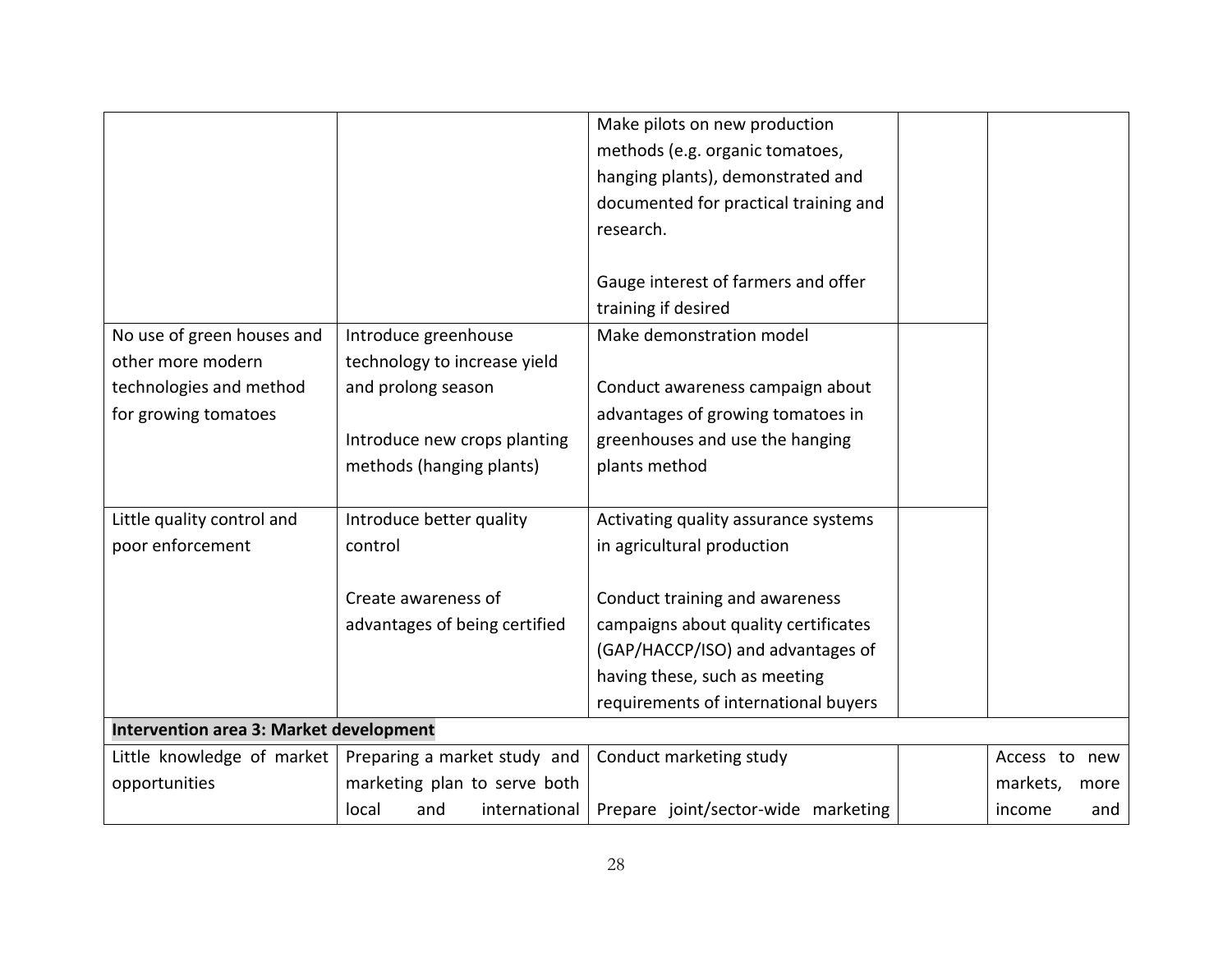| | | | | |
|---|---|---|---|---|
| | | Make pilots on new production methods (e.g. organic tomatoes, hanging plants), demonstrated and documented for practical training and research.<br><br>Gauge interest of farmers and offer training if desired | | |
| No use of green houses and other more modern technologies and method for growing tomatoes | Introduce greenhouse technology to increase yield and prolong season<br><br>Introduce new crops planting methods (hanging plants) | Make demonstration model<br><br>Conduct awareness campaign about advantages of growing tomatoes in greenhouses and use the hanging plants method | | |
| Little quality control and poor enforcement | Introduce better quality control<br><br>Create awareness of advantages of being certified | Activating quality assurance systems in agricultural production<br><br>Conduct training and awareness campaigns about quality certificates (GAP/HACCP/ISO) and advantages of having these, such as meeting requirements of international buyers | | |
| **Intervention area 3: Market development** | | | | |
| Little knowledge of market opportunities | Preparing a market study and marketing plan to serve both local and international | Conduct marketing study<br><br>Prepare joint/sector-wide marketing | | Access to new markets, more income and |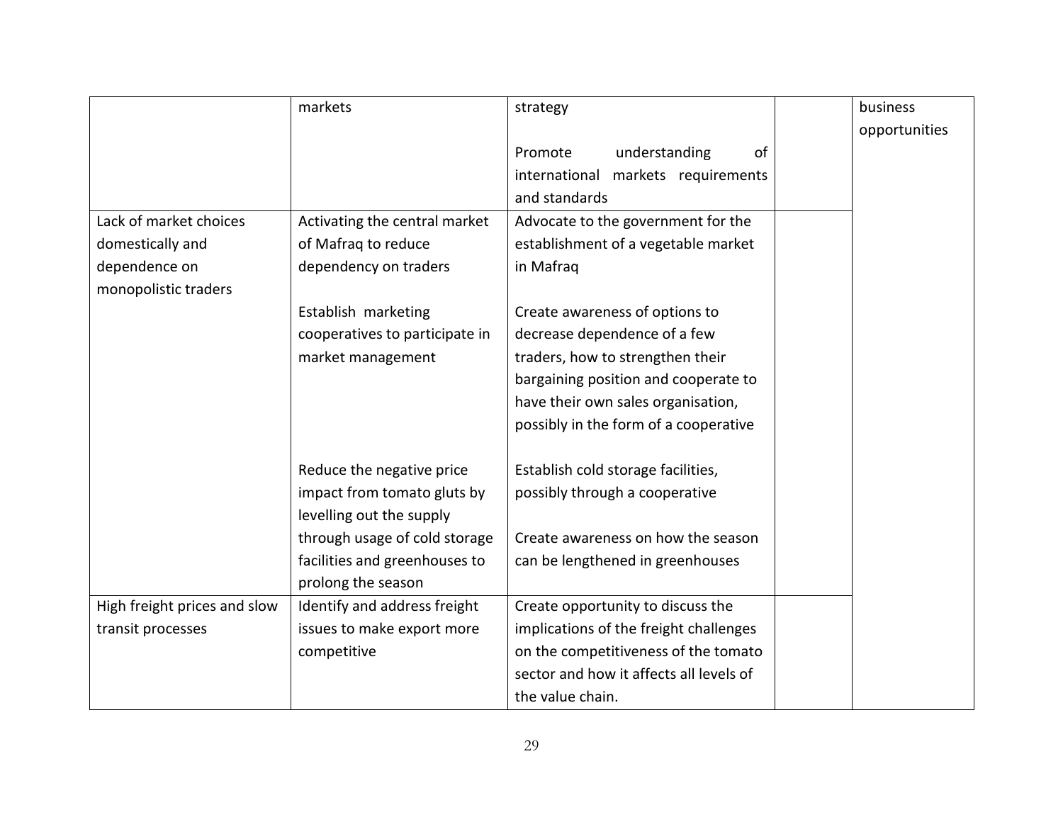| | | | | |
|---|---|---|---|---|
| | markets | strategy<br><br>Promote understanding of international markets requirements and standards | | business opportunities |
| Lack of market choices domestically and dependence on monopolistic traders | Activating the central market of Mafraq to reduce dependency on traders | Advocate to the government for the establishment of a vegetable market in Mafraq | | |
| | Establish marketing cooperatives to participate in market management | Create awareness of options to decrease dependence of a few traders, how to strengthen their bargaining position and cooperate to have their own sales organisation, possibly in the form of a cooperative | | |
| | Reduce the negative price impact from tomato gluts by levelling out the supply through usage of cold storage facilities and greenhouses to prolong the season | Establish cold storage facilities, possibly through a cooperative<br><br>Create awareness on how the season can be lengthened in greenhouses | | |
| High freight prices and slow transit processes | Identify and address freight issues to make export more competitive | Create opportunity to discuss the implications of the freight challenges on the competitiveness of the tomato sector and how it affects all levels of the value chain. | | |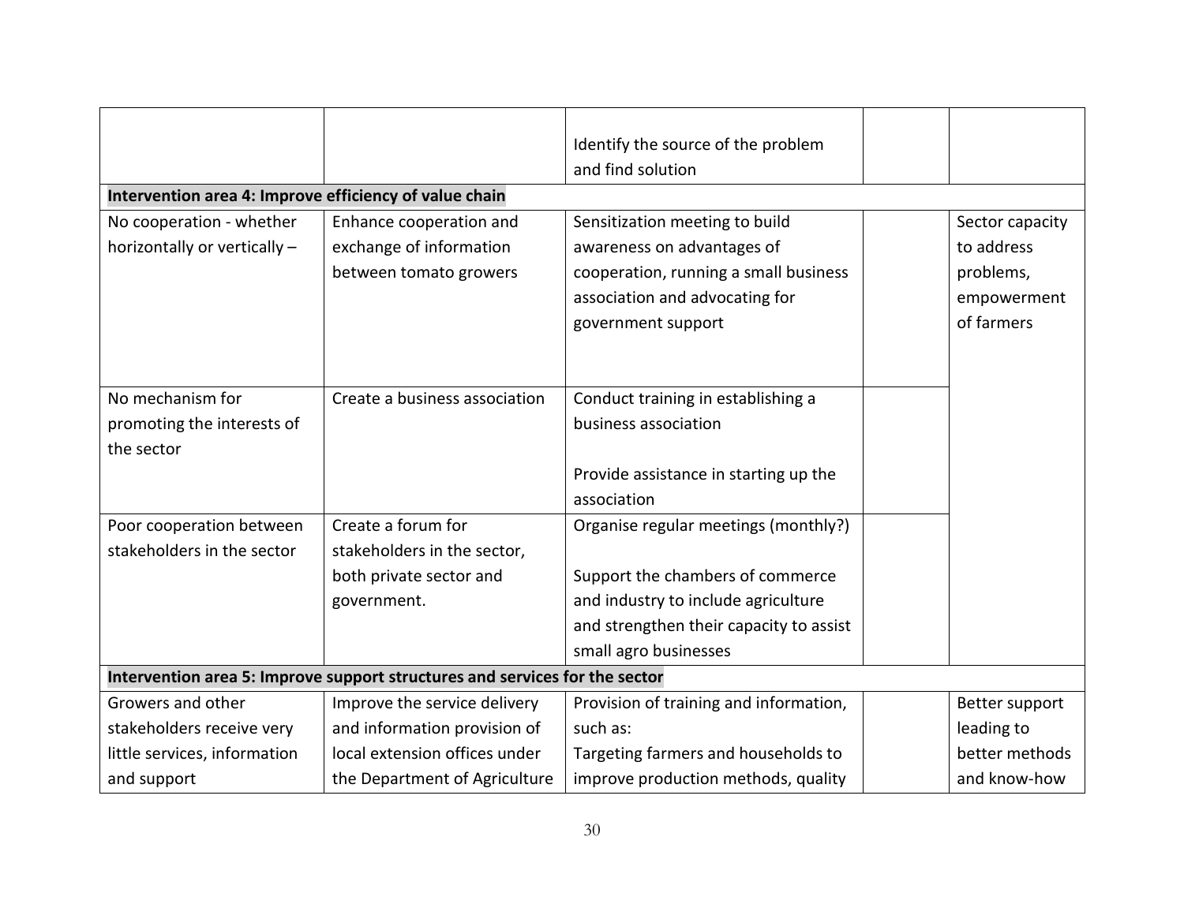| | | | | |
|---|---|---|---|---|
| | | Identify the source of the problem and find solution | | |
| **Intervention area 4: Improve efficiency of value chain** | | | | |
| No cooperation - whether horizontally or vertically – | Enhance cooperation and exchange of information between tomato growers | Sensitization meeting to build awareness on advantages of cooperation, running a small business association and advocating for government support | | Sector capacity to address problems, empowerment of farmers |
| No mechanism for promoting the interests of the sector | Create a business association | Conduct training in establishing a business association<br><br>Provide assistance in starting up the association | | |
| Poor cooperation between stakeholders in the sector | Create a forum for stakeholders in the sector, both private sector and government. | Organise regular meetings (monthly?)<br><br>Support the chambers of commerce and industry to include agriculture and strengthen their capacity to assist small agro businesses | | |
| **Intervention area 5: Improve support structures and services for the sector** | | | | |
| Growers and other stakeholders receive very little services, information and support | Improve the service delivery and information provision of local extension offices under the Department of Agriculture | Provision of training and information, such as:<br>Targeting farmers and households to improve production methods, quality | | Better support leading to better methods and know-how |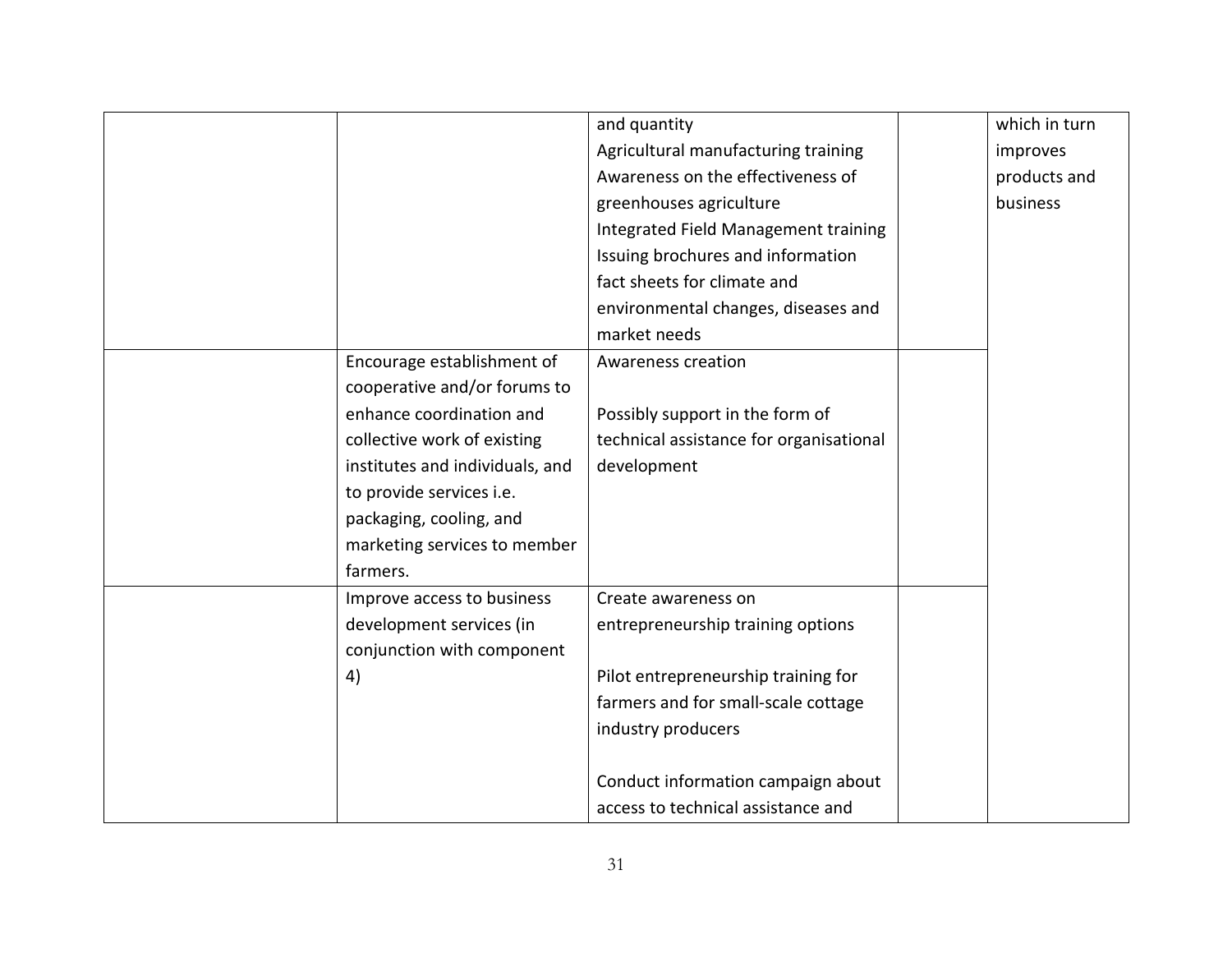| | | | | |
|---|---|---|---|---|
| | | and quantity<br>Agricultural manufacturing training<br>Awareness on the effectiveness of greenhouses agriculture<br>Integrated Field Management training<br>Issuing brochures and information fact sheets for climate and environmental changes, diseases and market needs | | which in turn improves products and business |
| | Encourage establishment of cooperative and/or forums to enhance coordination and collective work of existing institutes and individuals, and to provide services i.e. packaging, cooling, and marketing services to member farmers. | Awareness creation<br><br>Possibly support in the form of technical assistance for organisational development | | |
| | Improve access to business development services (in conjunction with component 4) | Create awareness on entrepreneurship training options<br><br>Pilot entrepreneurship training for farmers and for small-scale cottage industry producers<br><br>Conduct information campaign about access to technical assistance and | | |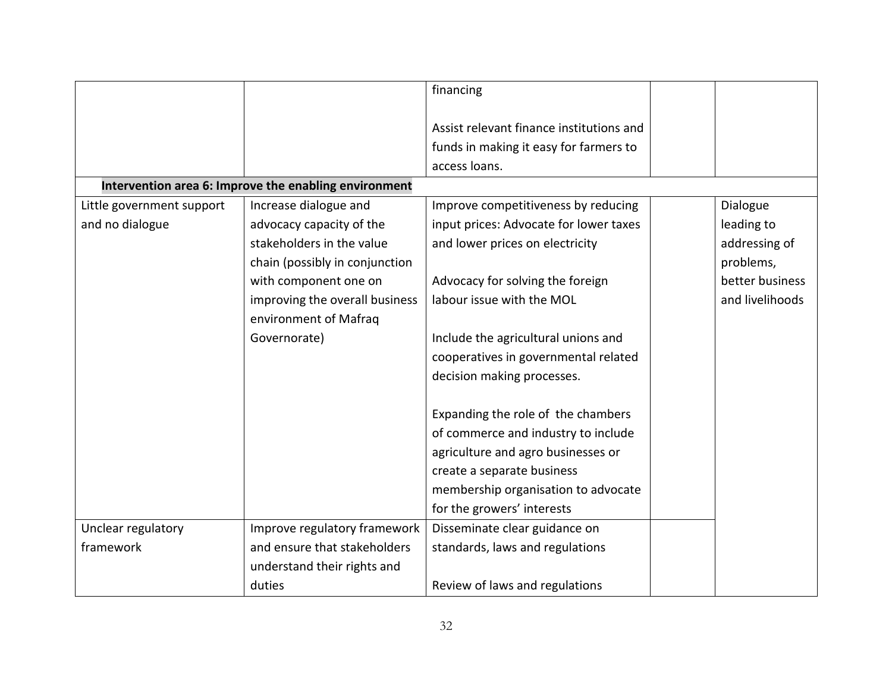| | | | | |
|---|---|---|---|---|
| | | financing<br><br>Assist relevant finance institutions and funds in making it easy for farmers to access loans. | | |
| **Intervention area 6: Improve the enabling environment** | | | | |
| Little government support and no dialogue | Increase dialogue and advocacy capacity of the stakeholders in the value chain (possibly in conjunction with component one on improving the overall business environment of Mafraq Governorate) | Improve competitiveness by reducing input prices: Advocate for lower taxes and lower prices on electricity<br><br>Advocacy for solving the foreign labour issue with the MOL<br><br>Include the agricultural unions and cooperatives in governmental related decision making processes.<br><br>Expanding the role of the chambers of commerce and industry to include agriculture and agro businesses or create a separate business membership organisation to advocate for the growers' interests | | Dialogue leading to addressing of problems, better business and livelihoods |
| Unclear regulatory framework | Improve regulatory framework and ensure that stakeholders understand their rights and duties | Disseminate clear guidance on standards, laws and regulations<br><br>Review of laws and regulations | | |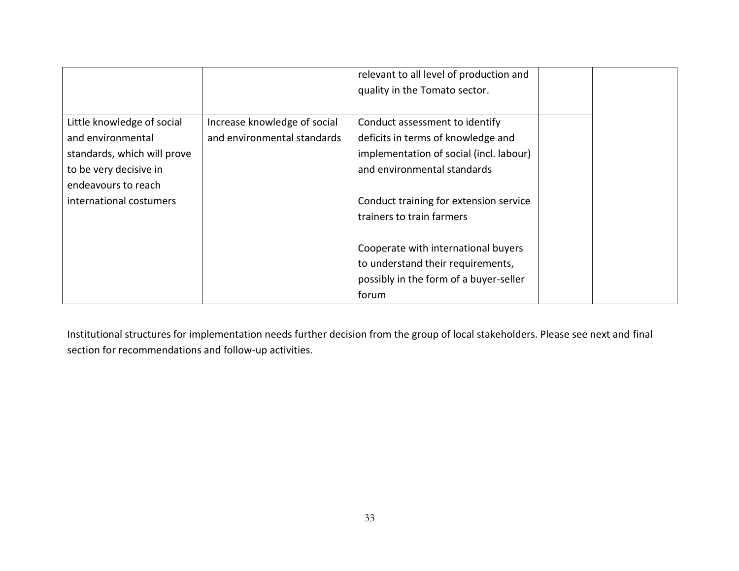| | | | | |
|---|---|---|---|---|
| | | relevant to all level of production and quality in the Tomato sector. | | |
| Little knowledge of social and environmental standards, which will prove to be very decisive in endeavours to reach international costumers | Increase knowledge of social and environmental standards | Conduct assessment to identify deficits in terms of knowledge and implementation of social (incl. labour) and environmental standards<br><br>Conduct training for extension service trainers to train farmers<br><br>Cooperate with international buyers to understand their requirements, possibly in the form of a buyer-seller forum | | |

Institutional structures for implementation needs further decision from the group of local stakeholders. Please see next and final section for recommendations and follow-up activities.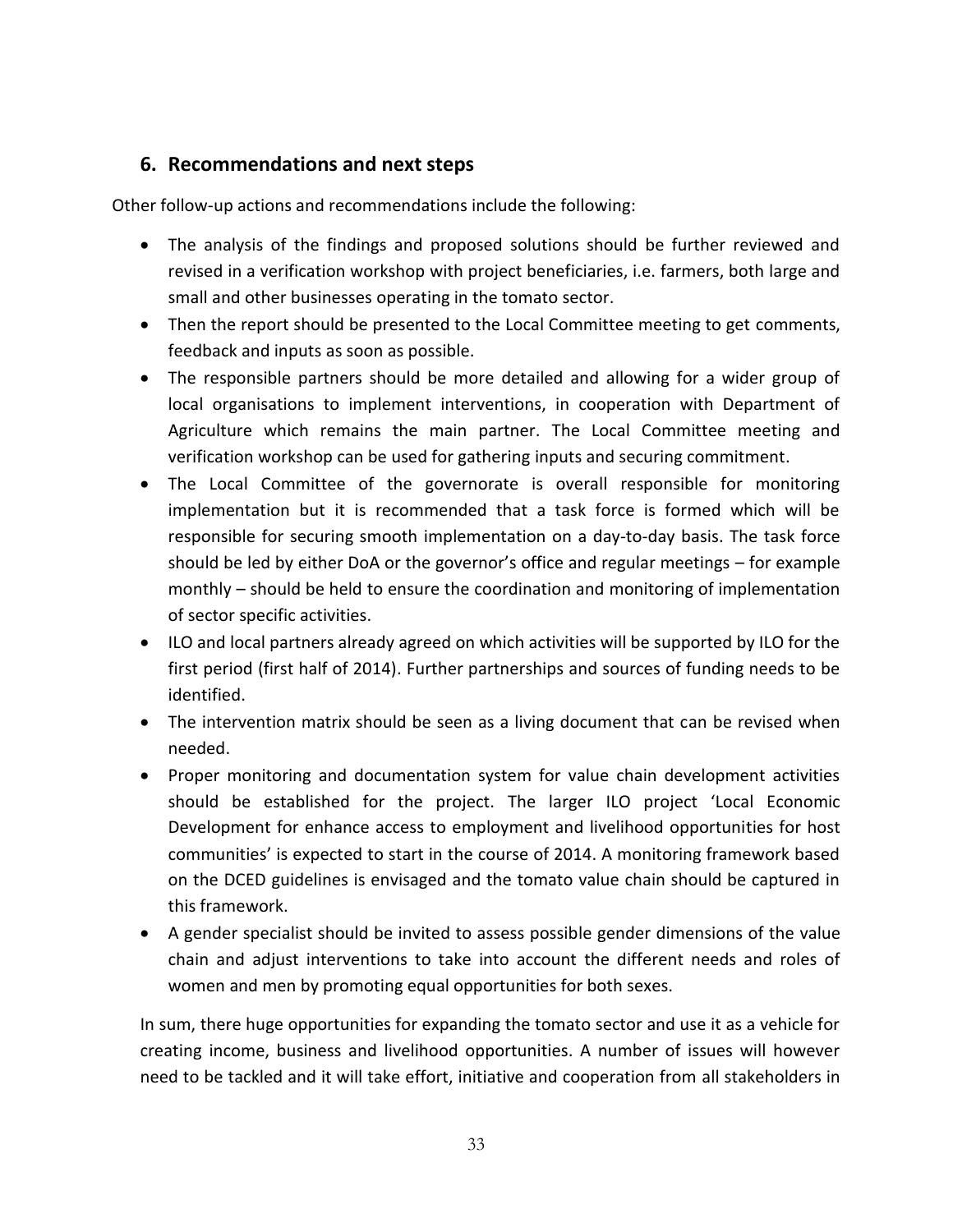## 6. Recommendations and next steps

Other follow-up actions and recommendations include the following:

- The analysis of the findings and proposed solutions should be further reviewed and revised in a verification workshop with project beneficiaries, i.e. farmers, both large and small and other businesses operating in the tomato sector.
- Then the report should be presented to the Local Committee meeting to get comments, feedback and inputs as soon as possible.
- The responsible partners should be more detailed and allowing for a wider group of local organisations to implement interventions, in cooperation with Department of Agriculture which remains the main partner. The Local Committee meeting and verification workshop can be used for gathering inputs and securing commitment.
- The Local Committee of the governorate is overall responsible for monitoring implementation but it is recommended that a task force is formed which will be responsible for securing smooth implementation on a day-to-day basis. The task force should be led by either DoA or the governor's office and regular meetings – for example monthly – should be held to ensure the coordination and monitoring of implementation of sector specific activities.
- ILO and local partners already agreed on which activities will be supported by ILO for the first period (first half of 2014). Further partnerships and sources of funding needs to be identified.
- The intervention matrix should be seen as a living document that can be revised when needed.
- Proper monitoring and documentation system for value chain development activities should be established for the project. The larger ILO project 'Local Economic Development for enhance access to employment and livelihood opportunities for host communities' is expected to start in the course of 2014. A monitoring framework based on the DCED guidelines is envisaged and the tomato value chain should be captured in this framework.
- A gender specialist should be invited to assess possible gender dimensions of the value chain and adjust interventions to take into account the different needs and roles of women and men by promoting equal opportunities for both sexes.

In sum, there huge opportunities for expanding the tomato sector and use it as a vehicle for creating income, business and livelihood opportunities. A number of issues will however need to be tackled and it will take effort, initiative and cooperation from all stakeholders in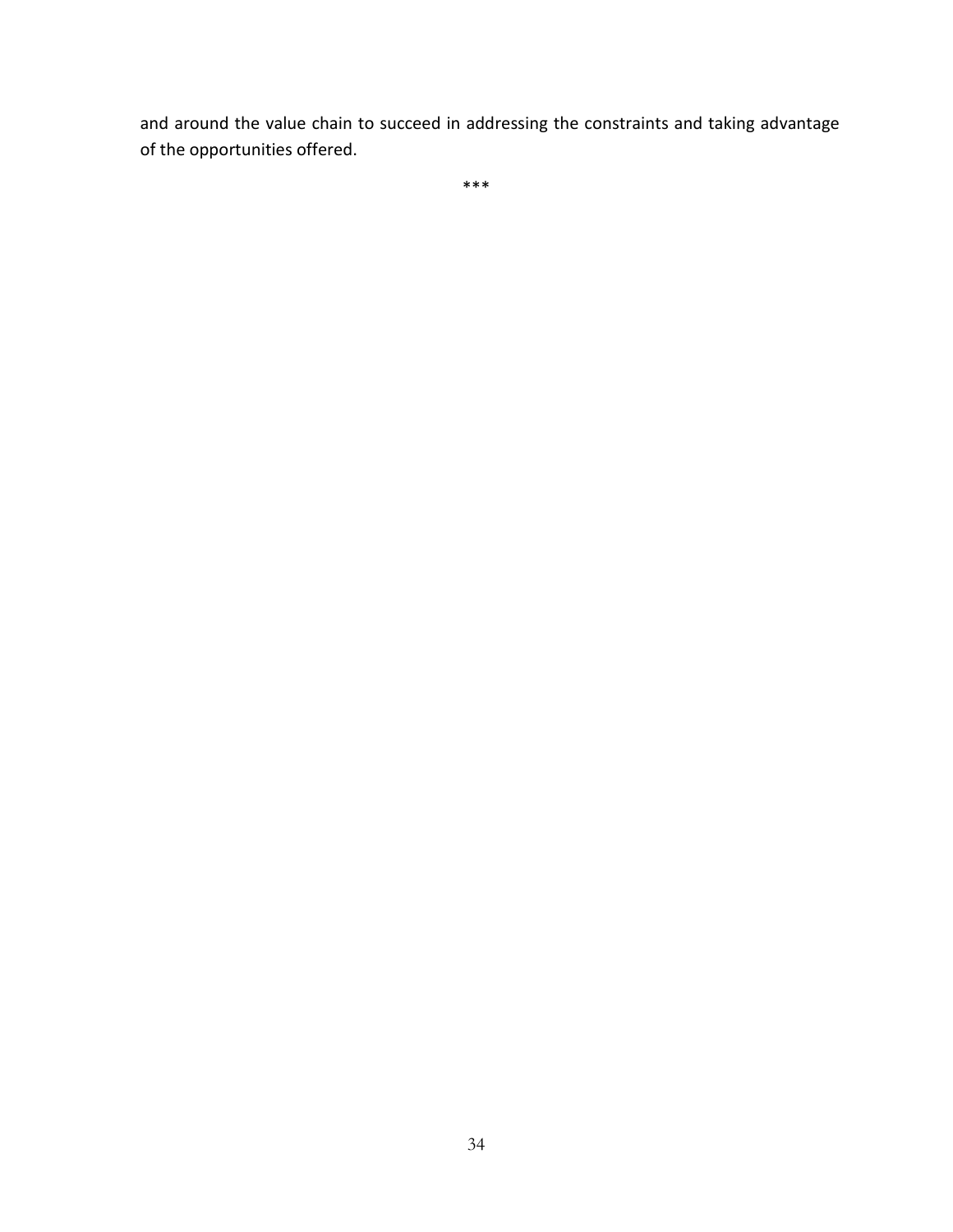and around the value chain to succeed in addressing the constraints and taking advantage of the opportunities offered.

***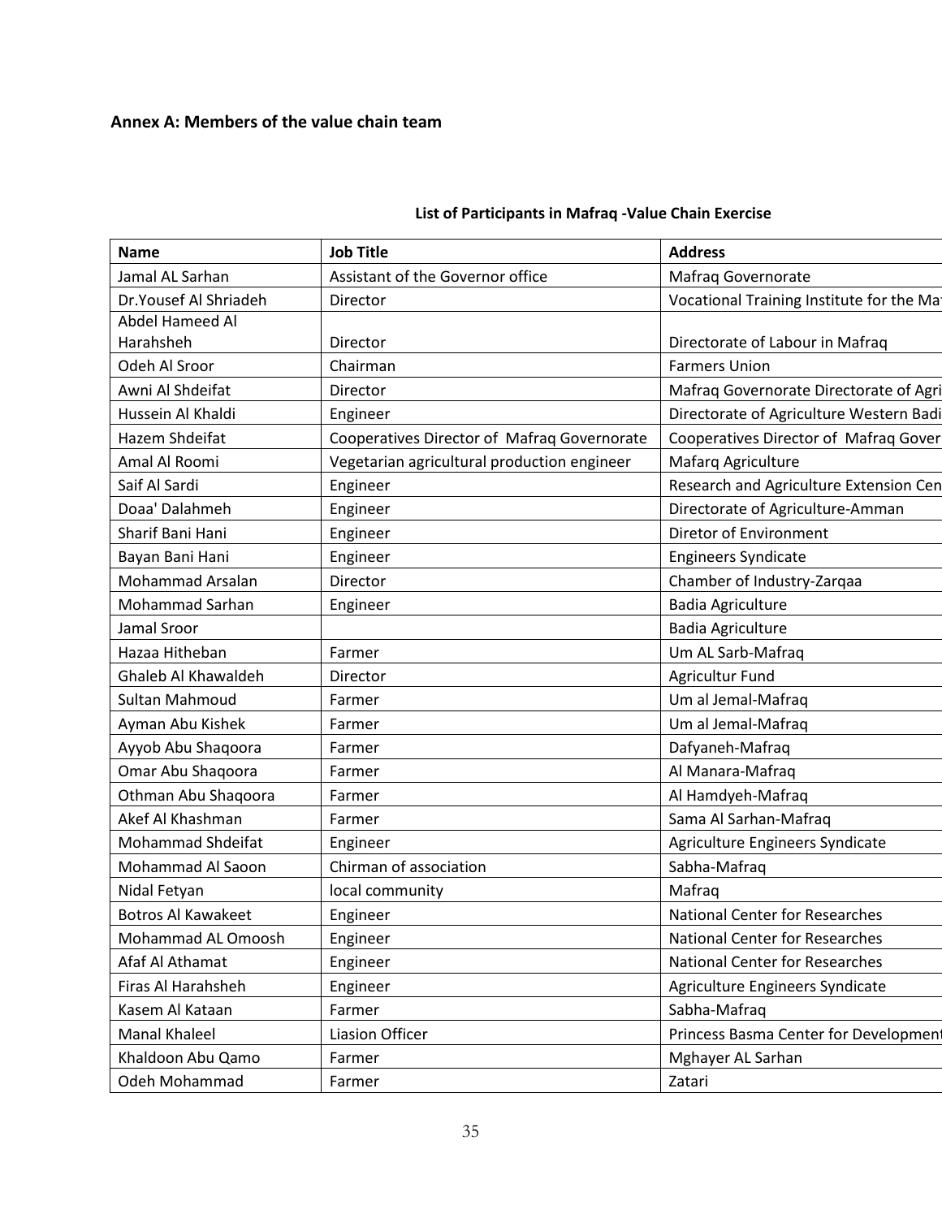**Annex A: Members of the value chain team**

**List of Participants in Mafraq -Value Chain Exercise**

| Name | Job Title | Address |
|---|---|---|
| Jamal AL Sarhan | Assistant of the Governor office | Mafraq Governorate |
| Dr.Yousef Al Shriadeh | Director | Vocational Training Institute for the Ma |
| Abdel Hameed Al Harahsheh | Director | Directorate of Labour in Mafraq |
| Odeh Al Sroor | Chairman | Farmers Union |
| Awni Al Shdeifat | Director | Mafraq Governorate Directorate of Agri |
| Hussein Al Khaldi | Engineer | Directorate of Agriculture Western Badi |
| Hazem Shdeifat | Cooperatives Director of Mafraq Governorate | Cooperatives Director of Mafraq Gover |
| Amal Al Roomi | Vegetarian agricultural production engineer | Mafarq Agriculture |
| Saif Al Sardi | Engineer | Research and Agriculture Extension Cen |
| Doaa' Dalahmeh | Engineer | Directorate of Agriculture-Amman |
| Sharif Bani Hani | Engineer | Diretor of Environment |
| Bayan Bani Hani | Engineer | Engineers Syndicate |
| Mohammad Arsalan | Director | Chamber of Industry-Zarqaa |
| Mohammad Sarhan | Engineer | Badia Agriculture |
| Jamal Sroor | | Badia Agriculture |
| Hazaa Hitheban | Farmer | Um AL Sarb-Mafraq |
| Ghaleb Al Khawaldeh | Director | Agricultur Fund |
| Sultan Mahmoud | Farmer | Um al Jemal-Mafraq |
| Ayman Abu Kishek | Farmer | Um al Jemal-Mafraq |
| Ayyob Abu Shaqoora | Farmer | Dafyaneh-Mafraq |
| Omar Abu Shaqoora | Farmer | Al Manara-Mafraq |
| Othman Abu Shaqoora | Farmer | Al Hamdyeh-Mafraq |
| Akef Al Khashman | Farmer | Sama Al Sarhan-Mafraq |
| Mohammad Shdeifat | Engineer | Agriculture Engineers Syndicate |
| Mohammad Al Saoon | Chirman of association | Sabha-Mafraq |
| Nidal Fetyan | local community | Mafraq |
| Botros Al Kawakeet | Engineer | National Center for Researches |
| Mohammad AL Omoosh | Engineer | National Center for Researches |
| Afaf Al Athamat | Engineer | National Center for Researches |
| Firas Al Harahsheh | Engineer | Agriculture Engineers Syndicate |
| Kasem Al Kataan | Farmer | Sabha-Mafraq |
| Manal Khaleel | Liasion Officer | Princess Basma Center for Developmen |
| Khaldoon Abu Qamo | Farmer | Mghayer AL Sarhan |
| Odeh Mohammad | Farmer | Zatari |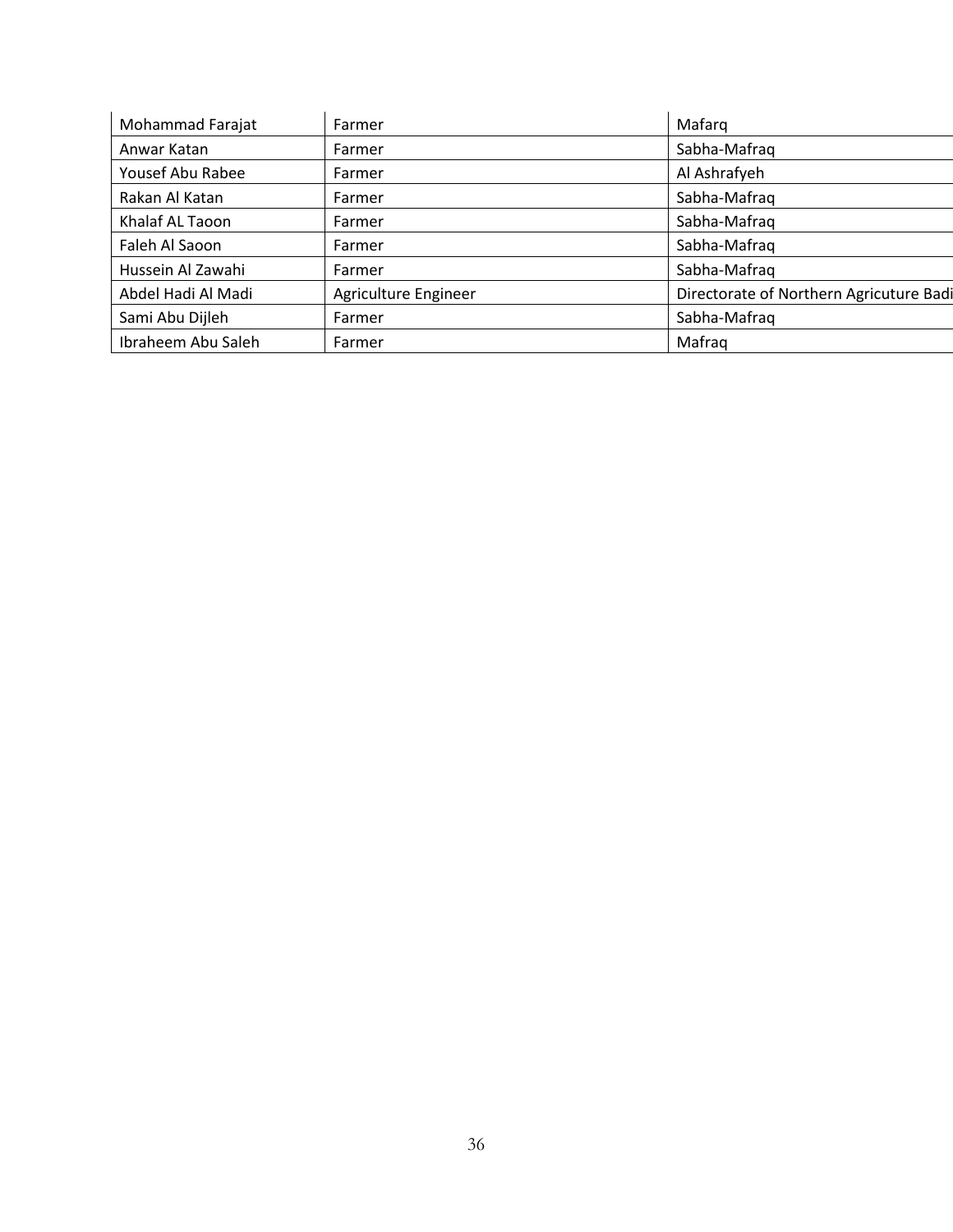| Mohammad Farajat | Farmer | Mafarq |
|---|---|---|
| Anwar Katan | Farmer | Sabha-Mafraq |
| Yousef Abu Rabee | Farmer | Al Ashrafyeh |
| Rakan Al Katan | Farmer | Sabha-Mafraq |
| Khalaf AL Taoon | Farmer | Sabha-Mafraq |
| Faleh Al Saoon | Farmer | Sabha-Mafraq |
| Hussein Al Zawahi | Farmer | Sabha-Mafraq |
| Abdel Hadi Al Madi | Agriculture Engineer | Directorate of Northern Agricuture Badi |
| Sami Abu Dijleh | Farmer | Sabha-Mafraq |
| Ibraheem Abu Saleh | Farmer | Mafraq |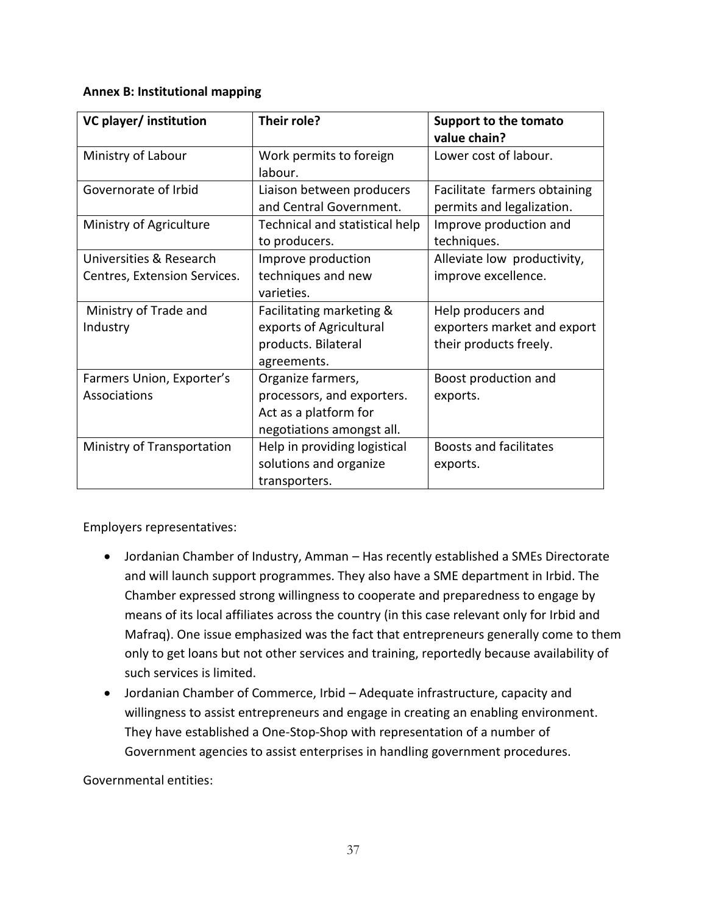**Annex B: Institutional mapping**

| VC player/ institution | Their role? | Support to the tomato value chain? |
|---|---|---|
| Ministry of Labour | Work permits to foreign labour. | Lower cost of labour. |
| Governorate of Irbid | Liaison between producers and Central Government. | Facilitate farmers obtaining permits and legalization. |
| Ministry of Agriculture | Technical and statistical help to producers. | Improve production and techniques. |
| Universities & Research Centres, Extension Services. | Improve production techniques and new varieties. | Alleviate low productivity, improve excellence. |
| Ministry of Trade and Industry | Facilitating marketing & exports of Agricultural products. Bilateral agreements. | Help producers and exporters market and export their products freely. |
| Farmers Union, Exporter's Associations | Organize farmers, processors, and exporters. Act as a platform for negotiations amongst all. | Boost production and exports. |
| Ministry of Transportation | Help in providing logistical solutions and organize transporters. | Boosts and facilitates exports. |

Employers representatives:

- Jordanian Chamber of Industry, Amman – Has recently established a SMEs Directorate and will launch support programmes. They also have a SME department in Irbid. The Chamber expressed strong willingness to cooperate and preparedness to engage by means of its local affiliates across the country (in this case relevant only for Irbid and Mafraq). One issue emphasized was the fact that entrepreneurs generally come to them only to get loans but not other services and training, reportedly because availability of such services is limited.
- Jordanian Chamber of Commerce, Irbid – Adequate infrastructure, capacity and willingness to assist entrepreneurs and engage in creating an enabling environment. They have established a One-Stop-Shop with representation of a number of Government agencies to assist enterprises in handling government procedures.

Governmental entities: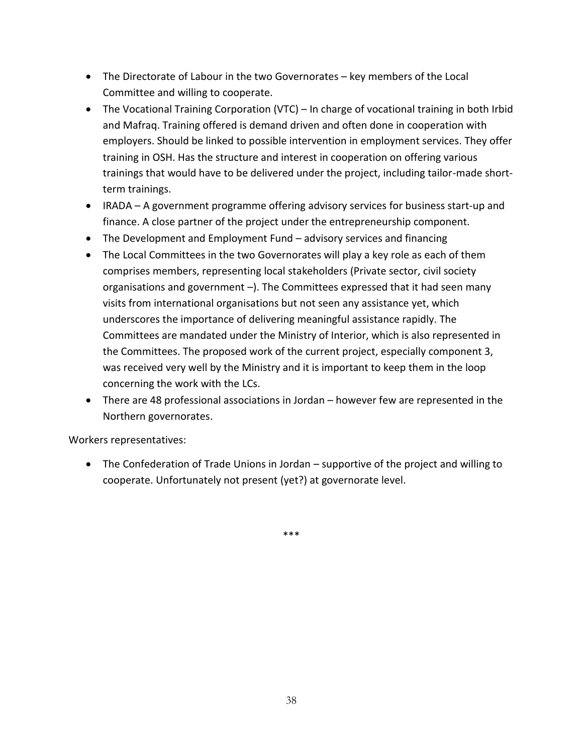- The Directorate of Labour in the two Governorates – key members of the Local Committee and willing to cooperate.
- The Vocational Training Corporation (VTC) – In charge of vocational training in both Irbid and Mafraq. Training offered is demand driven and often done in cooperation with employers. Should be linked to possible intervention in employment services. They offer training in OSH. Has the structure and interest in cooperation on offering various trainings that would have to be delivered under the project, including tailor-made short-term trainings.
- IRADA – A government programme offering advisory services for business start-up and finance. A close partner of the project under the entrepreneurship component.
- The Development and Employment Fund – advisory services and financing
- The Local Committees in the two Governorates will play a key role as each of them comprises members, representing local stakeholders (Private sector, civil society organisations and government –). The Committees expressed that it had seen many visits from international organisations but not seen any assistance yet, which underscores the importance of delivering meaningful assistance rapidly. The Committees are mandated under the Ministry of Interior, which is also represented in the Committees. The proposed work of the current project, especially component 3, was received very well by the Ministry and it is important to keep them in the loop concerning the work with the LCs.
- There are 48 professional associations in Jordan – however few are represented in the Northern governorates.

Workers representatives:

- The Confederation of Trade Unions in Jordan – supportive of the project and willing to cooperate. Unfortunately not present (yet?) at governorate level.

***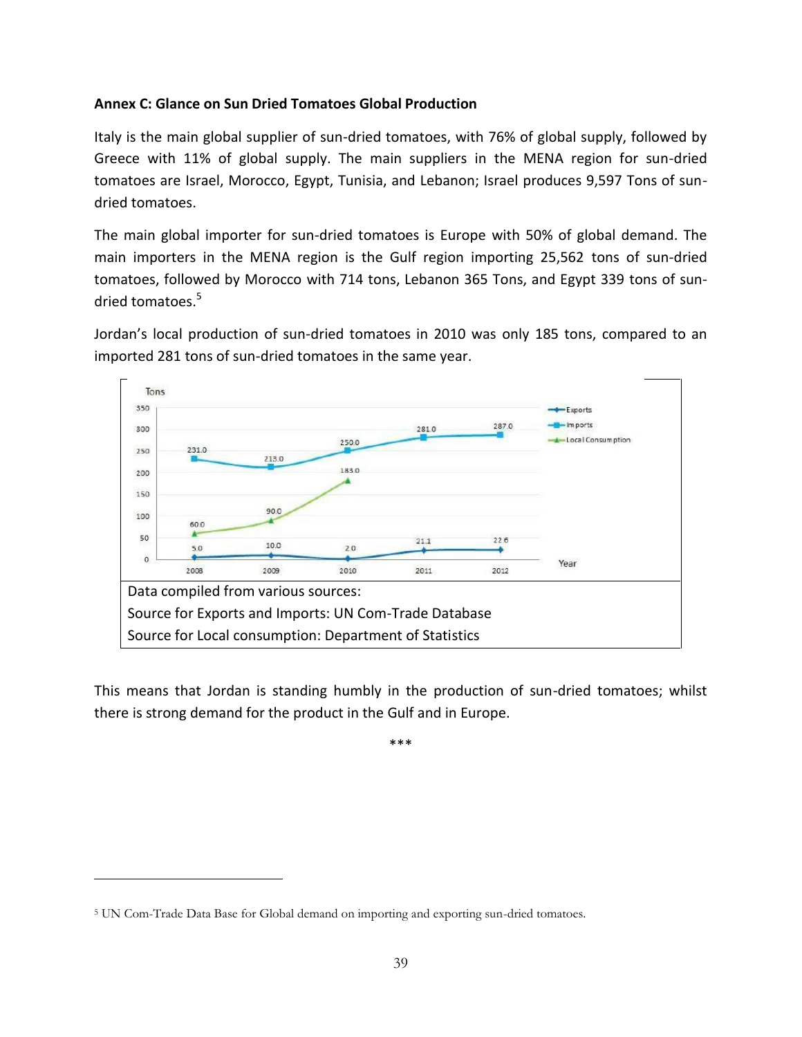**Annex C: Glance on Sun Dried Tomatoes Global Production**

Italy is the main global supplier of sun-dried tomatoes, with 76% of global supply, followed by Greece with 11% of global supply. The main suppliers in the MENA region for sun-dried tomatoes are Israel, Morocco, Egypt, Tunisia, and Lebanon; Israel produces 9,597 Tons of sun-dried tomatoes.

The main global importer for sun-dried tomatoes is Europe with 50% of global demand. The main importers in the MENA region is the Gulf region importing 25,562 tons of sun-dried tomatoes, followed by Morocco with 714 tons, Lebanon 365 Tons, and Egypt 339 tons of sun-dried tomatoes.[5]

Jordan's local production of sun-dried tomatoes in 2010 was only 185 tons, compared to an imported 281 tons of sun-dried tomatoes in the same year.

| Year | Exports (Tons) | Imports (Tons) | Local Consumption (Tons) |
|---|---|---|---|
| 2008 | 5.0 | 231.0 | 60.0 |
| 2009 | 10.0 | 215.0 | 90.0 |
| 2010 | 2.0 | 250.0 | 183.0 |
| 2011 | 21.1 | 281.0 | |
| 2012 | 22.6 | 287.0 | |

Data compiled from various sources:
Source for Exports and Imports: UN Com-Trade Database
Source for Local consumption: Department of Statistics

This means that Jordan is standing humbly in the production of sun-dried tomatoes; whilst there is strong demand for the product in the Gulf and in Europe.

\*\*\*

[5] UN Com-Trade Data Base for Global demand on importing and exporting sun-dried tomatoes.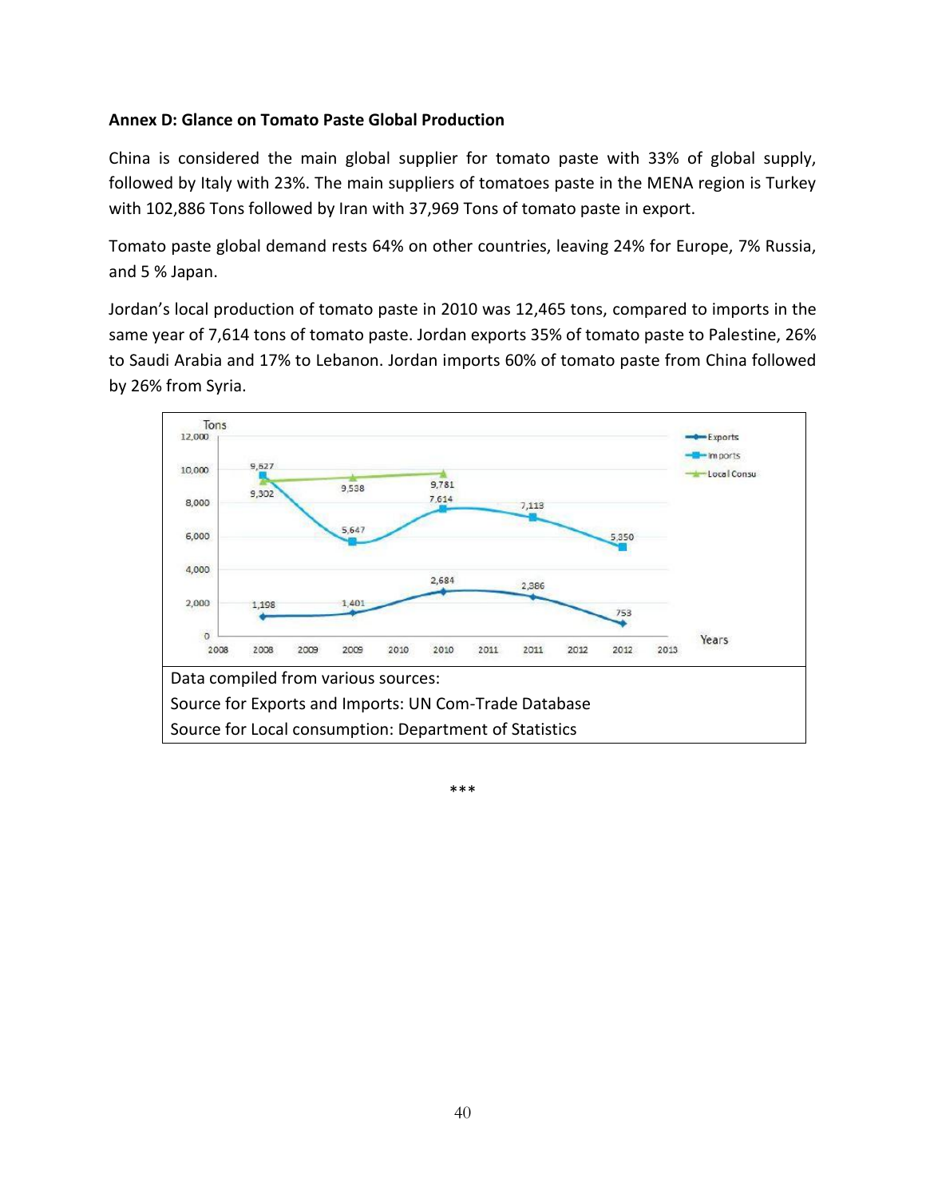**Annex D: Glance on Tomato Paste Global Production**

China is considered the main global supplier for tomato paste with 33% of global supply, followed by Italy with 23%. The main suppliers of tomatoes paste in the MENA region is Turkey with 102,886 Tons followed by Iran with 37,969 Tons of tomato paste in export.

Tomato paste global demand rests 64% on other countries, leaving 24% for Europe, 7% Russia, and 5 % Japan.

Jordan's local production of tomato paste in 2010 was 12,465 tons, compared to imports in the same year of 7,614 tons of tomato paste. Jordan exports 35% of tomato paste to Palestine, 26% to Saudi Arabia and 17% to Lebanon. Jordan imports 60% of tomato paste from China followed by 26% from Syria.

Tons
12,000
10,000
8,000
6,000
4,000
2,000
0
2008 2008 2009 2009 2010 2010 2011 2011 2012 2012 2013
Years
Exports
Imports
Local Consu
9,627
9,302
9,538
5,647
9,781
7,614
7,113
5,350
1,198
1,401
2,684
2,386
753

Data compiled from various sources:
Source for Exports and Imports: UN Com-Trade Database
Source for Local consumption: Department of Statistics

***